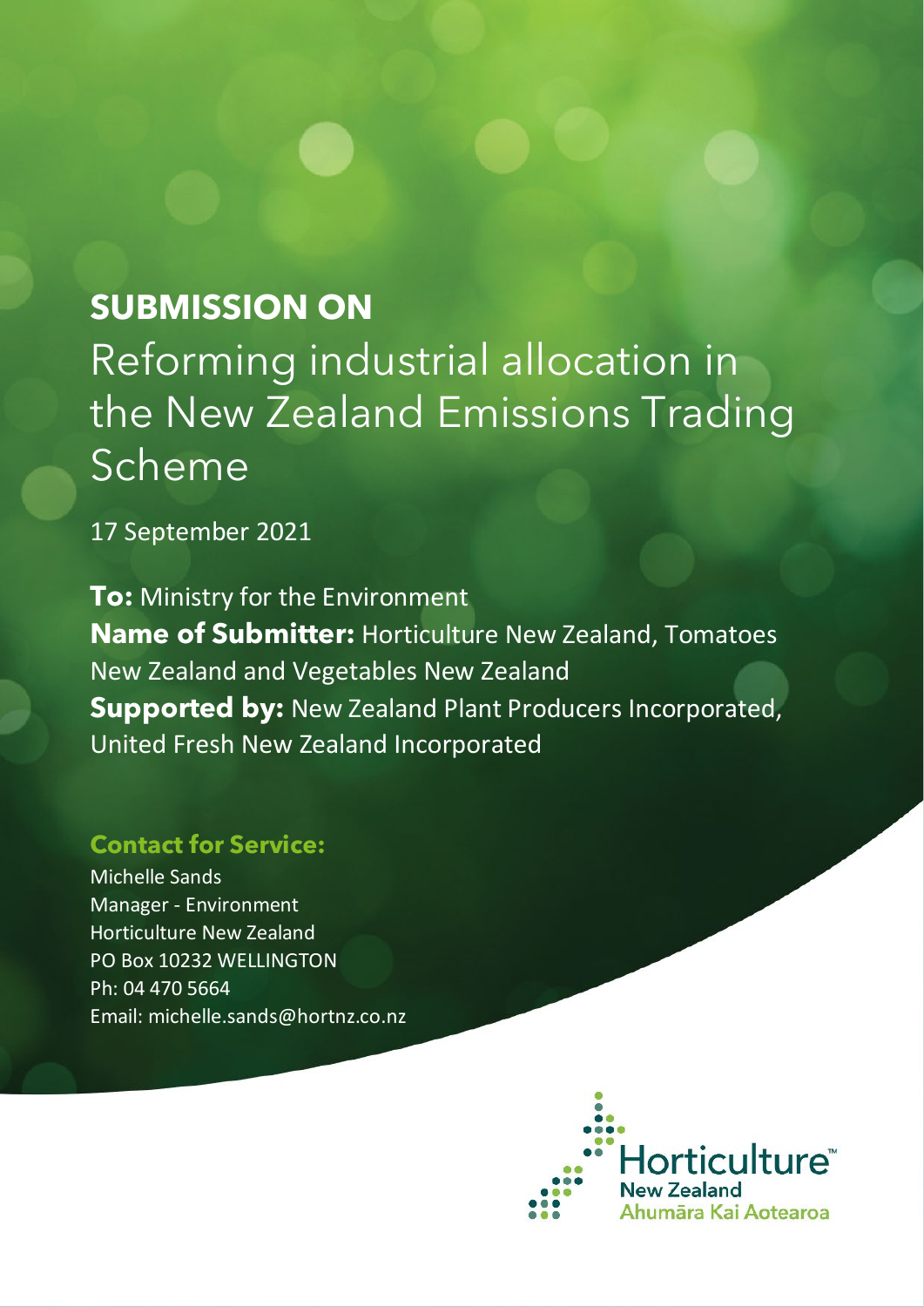# SUBMISSION ON

Reforming industrial allocation in the New Zealand Emissions Trading Scheme

17 September 2021

**To:** Ministry for the Environment
**Name of Submitter:** Horticulture New Zealand, Tomatoes New Zealand and Vegetables New Zealand
**Supported by:** New Zealand Plant Producers Incorporated, United Fresh New Zealand Incorporated

**Contact for Service:**

Michelle Sands
Manager - Environment
Horticulture New Zealand
PO Box 10232 WELLINGTON
Ph: 04 470 5664
Email: michelle.sands@hortnz.co.nz

Horticulture™ New Zealand
Ahumāra Kai Aotearoa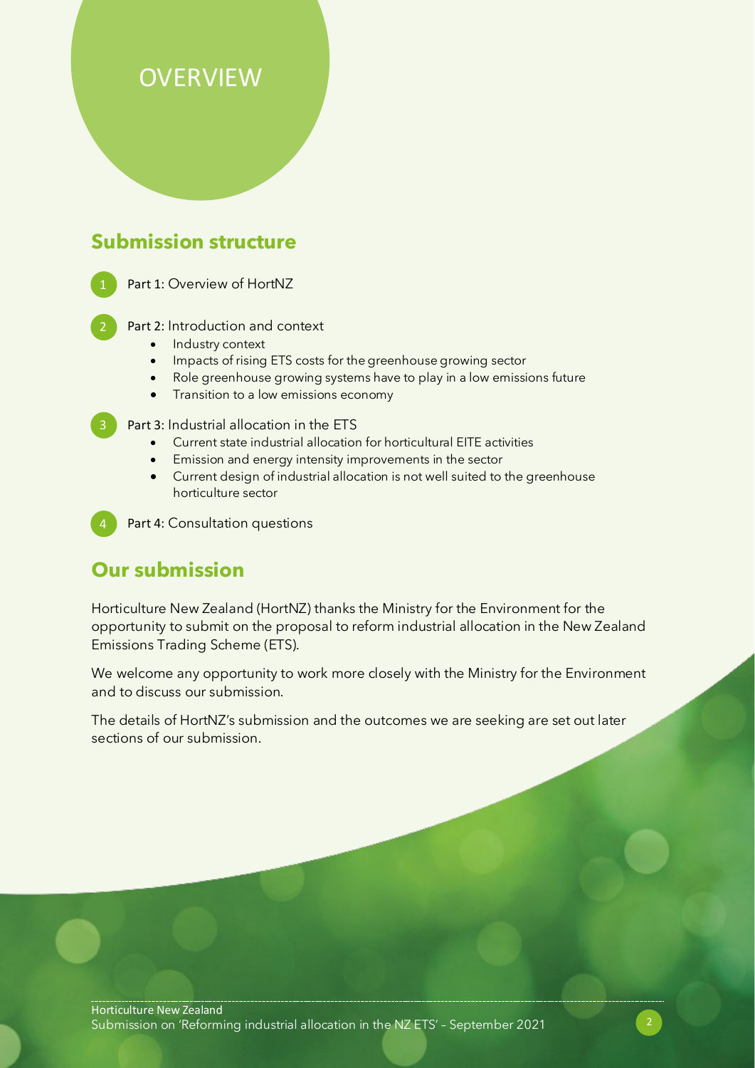# OVERVIEW

## Submission structure

1. Part 1: Overview of HortNZ

2. Part 2: Introduction and context
   - Industry context
   - Impacts of rising ETS costs for the greenhouse growing sector
   - Role greenhouse growing systems have to play in a low emissions future
   - Transition to a low emissions economy

3. Part 3: Industrial allocation in the ETS
   - Current state industrial allocation for horticultural EITE activities
   - Emission and energy intensity improvements in the sector
   - Current design of industrial allocation is not well suited to the greenhouse horticulture sector

4. Part 4: Consultation questions

## Our submission

Horticulture New Zealand (HortNZ) thanks the Ministry for the Environment for the opportunity to submit on the proposal to reform industrial allocation in the New Zealand Emissions Trading Scheme (ETS).

We welcome any opportunity to work more closely with the Ministry for the Environment and to discuss our submission.

The details of HortNZ's submission and the outcomes we are seeking are set out later sections of our submission.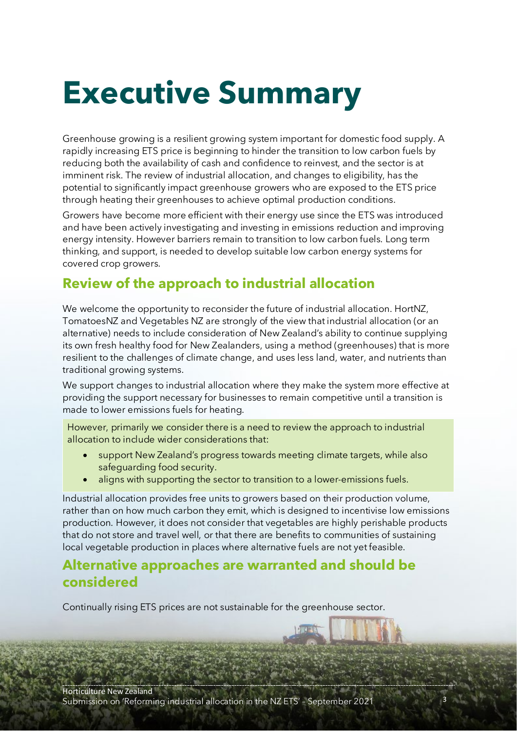# Executive Summary

Greenhouse growing is a resilient growing system important for domestic food supply. A rapidly increasing ETS price is beginning to hinder the transition to low carbon fuels by reducing both the availability of cash and confidence to reinvest, and the sector is at imminent risk. The review of industrial allocation, and changes to eligibility, has the potential to significantly impact greenhouse growers who are exposed to the ETS price through heating their greenhouses to achieve optimal production conditions.

Growers have become more efficient with their energy use since the ETS was introduced and have been actively investigating and investing in emissions reduction and improving energy intensity. However barriers remain to transition to low carbon fuels. Long term thinking, and support, is needed to develop suitable low carbon energy systems for covered crop growers.

## Review of the approach to industrial allocation

We welcome the opportunity to reconsider the future of industrial allocation. HortNZ, TomatoesNZ and Vegetables NZ are strongly of the view that industrial allocation (or an alternative) needs to include consideration of New Zealand's ability to continue supplying its own fresh healthy food for New Zealanders, using a method (greenhouses) that is more resilient to the challenges of climate change, and uses less land, water, and nutrients than traditional growing systems.

We support changes to industrial allocation where they make the system more effective at providing the support necessary for businesses to remain competitive until a transition is made to lower emissions fuels for heating.

However, primarily we consider there is a need to review the approach to industrial allocation to include wider considerations that:

- support New Zealand's progress towards meeting climate targets, while also safeguarding food security.
- aligns with supporting the sector to transition to a lower-emissions fuels.

Industrial allocation provides free units to growers based on their production volume, rather than on how much carbon they emit, which is designed to incentivise low emissions production. However, it does not consider that vegetables are highly perishable products that do not store and travel well, or that there are benefits to communities of sustaining local vegetable production in places where alternative fuels are not yet feasible.

## Alternative approaches are warranted and should be considered

Continually rising ETS prices are not sustainable for the greenhouse sector.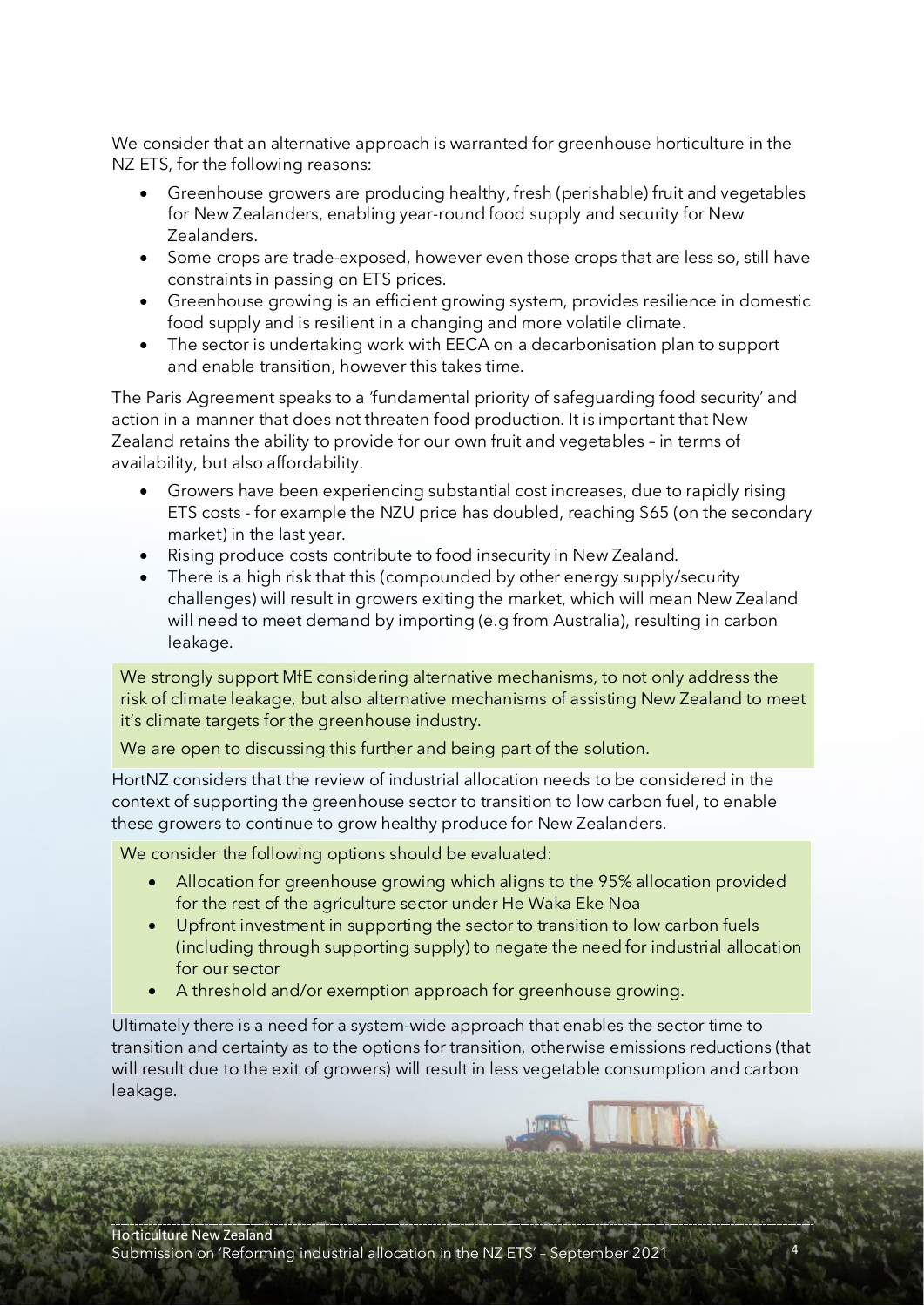We consider that an alternative approach is warranted for greenhouse horticulture in the NZ ETS, for the following reasons:

- Greenhouse growers are producing healthy, fresh (perishable) fruit and vegetables for New Zealanders, enabling year-round food supply and security for New Zealanders.
- Some crops are trade-exposed, however even those crops that are less so, still have constraints in passing on ETS prices.
- Greenhouse growing is an efficient growing system, provides resilience in domestic food supply and is resilient in a changing and more volatile climate.
- The sector is undertaking work with EECA on a decarbonisation plan to support and enable transition, however this takes time.

The Paris Agreement speaks to a 'fundamental priority of safeguarding food security' and action in a manner that does not threaten food production. It is important that New Zealand retains the ability to provide for our own fruit and vegetables – in terms of availability, but also affordability.

- Growers have been experiencing substantial cost increases, due to rapidly rising ETS costs - for example the NZU price has doubled, reaching $65 (on the secondary market) in the last year.
- Rising produce costs contribute to food insecurity in New Zealand.
- There is a high risk that this (compounded by other energy supply/security challenges) will result in growers exiting the market, which will mean New Zealand will need to meet demand by importing (e.g from Australia), resulting in carbon leakage.

We strongly support MfE considering alternative mechanisms, to not only address the risk of climate leakage, but also alternative mechanisms of assisting New Zealand to meet it's climate targets for the greenhouse industry.

We are open to discussing this further and being part of the solution.

HortNZ considers that the review of industrial allocation needs to be considered in the context of supporting the greenhouse sector to transition to low carbon fuel, to enable these growers to continue to grow healthy produce for New Zealanders.

We consider the following options should be evaluated:

- Allocation for greenhouse growing which aligns to the 95% allocation provided for the rest of the agriculture sector under He Waka Eke Noa
- Upfront investment in supporting the sector to transition to low carbon fuels (including through supporting supply) to negate the need for industrial allocation for our sector
- A threshold and/or exemption approach for greenhouse growing.

Ultimately there is a need for a system-wide approach that enables the sector time to transition and certainty as to the options for transition, otherwise emissions reductions (that will result due to the exit of growers) will result in less vegetable consumption and carbon leakage.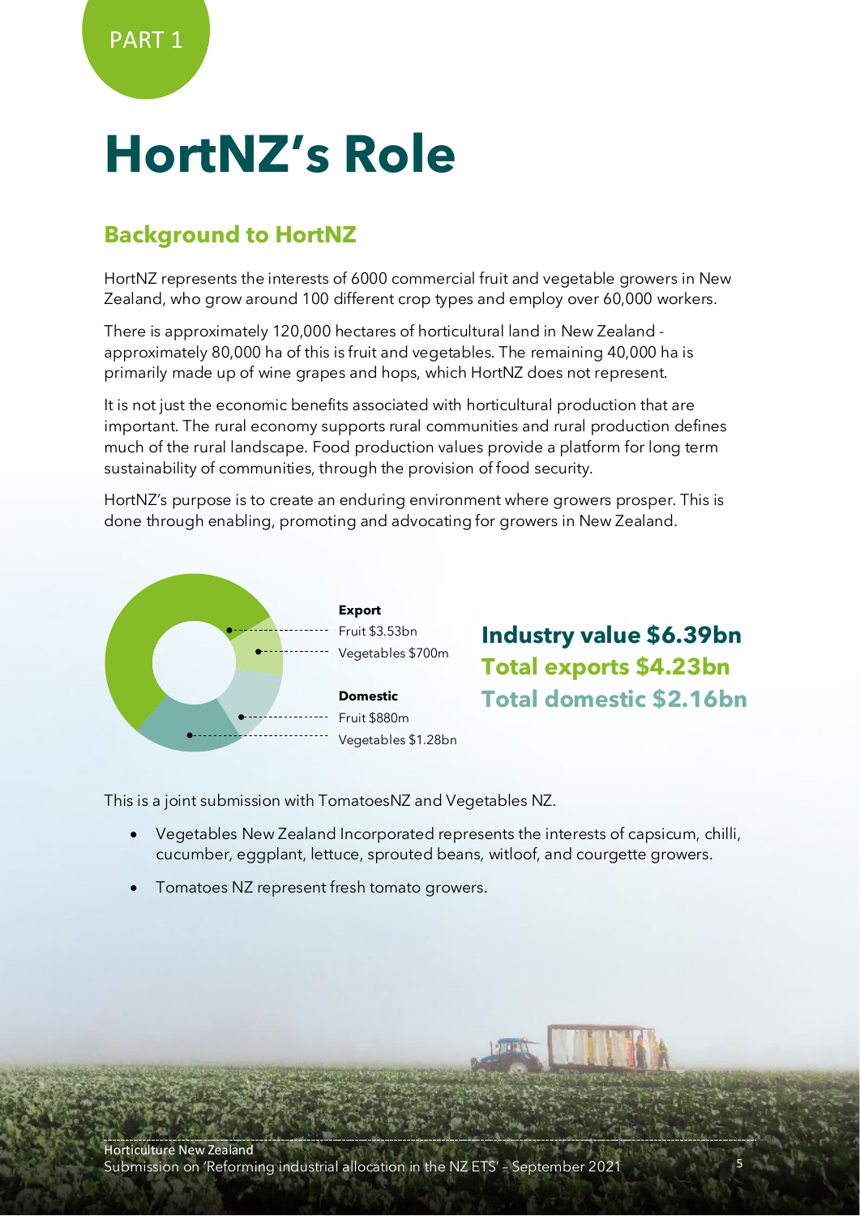PART 1

# HortNZ's Role

## Background to HortNZ

HortNZ represents the interests of 6000 commercial fruit and vegetable growers in New Zealand, who grow around 100 different crop types and employ over 60,000 workers.

There is approximately 120,000 hectares of horticultural land in New Zealand - approximately 80,000 ha of this is fruit and vegetables. The remaining 40,000 ha is primarily made up of wine grapes and hops, which HortNZ does not represent.

It is not just the economic benefits associated with horticultural production that are important. The rural economy supports rural communities and rural production defines much of the rural landscape. Food production values provide a platform for long term sustainability of communities, through the provision of food security.

HortNZ's purpose is to create an enduring environment where growers prosper. This is done through enabling, promoting and advocating for growers in New Zealand.

**Export**
Fruit $3.53bn
Vegetables $700m

**Domestic**
Fruit $880m
Vegetables $1.28bn

**Industry value $6.39bn**
**Total exports $4.23bn**
**Total domestic $2.16bn**

This is a joint submission with TomatoesNZ and Vegetables NZ.

- Vegetables New Zealand Incorporated represents the interests of capsicum, chilli, cucumber, eggplant, lettuce, sprouted beans, witloof, and courgette growers.
- Tomatoes NZ represent fresh tomato growers.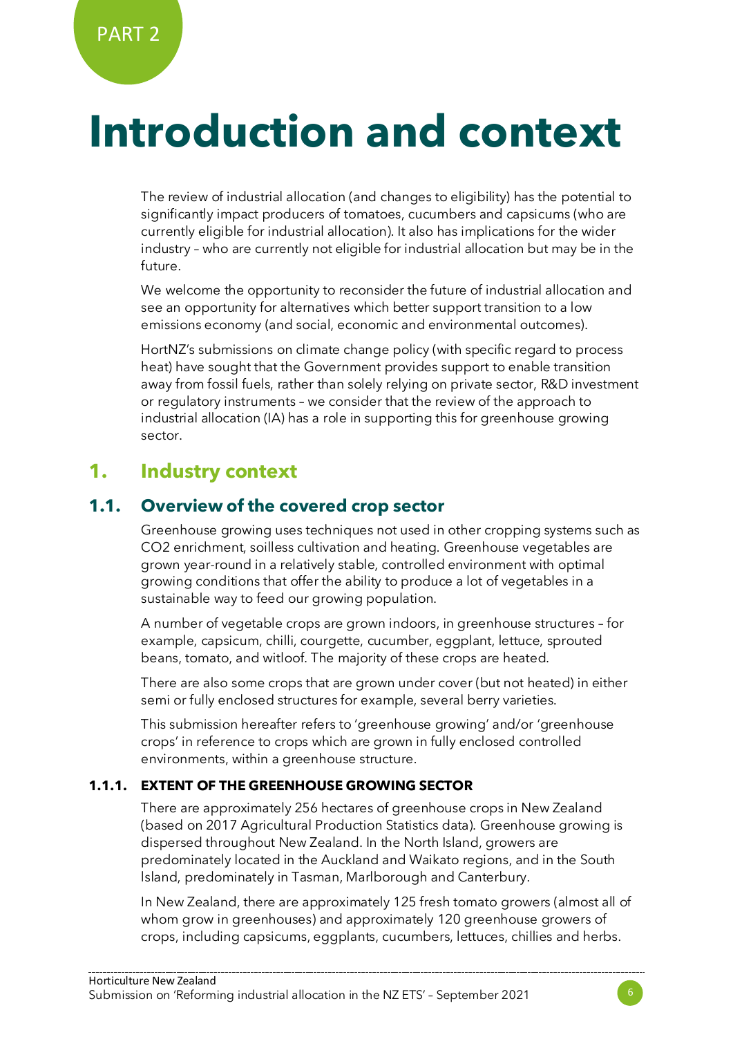PART 2

# Introduction and context

The review of industrial allocation (and changes to eligibility) has the potential to significantly impact producers of tomatoes, cucumbers and capsicums (who are currently eligible for industrial allocation). It also has implications for the wider industry – who are currently not eligible for industrial allocation but may be in the future.

We welcome the opportunity to reconsider the future of industrial allocation and see an opportunity for alternatives which better support transition to a low emissions economy (and social, economic and environmental outcomes).

HortNZ's submissions on climate change policy (with specific regard to process heat) have sought that the Government provides support to enable transition away from fossil fuels, rather than solely relying on private sector, R&D investment or regulatory instruments – we consider that the review of the approach to industrial allocation (IA) has a role in supporting this for greenhouse growing sector.

## 1. Industry context

### 1.1. Overview of the covered crop sector

Greenhouse growing uses techniques not used in other cropping systems such as $CO_2$ enrichment, soilless cultivation and heating. Greenhouse vegetables are grown year-round in a relatively stable, controlled environment with optimal growing conditions that offer the ability to produce a lot of vegetables in a sustainable way to feed our growing population.

A number of vegetable crops are grown indoors, in greenhouse structures – for example, capsicum, chilli, courgette, cucumber, eggplant, lettuce, sprouted beans, tomato, and witloof. The majority of these crops are heated.

There are also some crops that are grown under cover (but not heated) in either semi or fully enclosed structures for example, several berry varieties.

This submission hereafter refers to 'greenhouse growing' and/or 'greenhouse crops' in reference to crops which are grown in fully enclosed controlled environments, within a greenhouse structure.

#### 1.1.1. EXTENT OF THE GREENHOUSE GROWING SECTOR

There are approximately 256 hectares of greenhouse crops in New Zealand (based on 2017 Agricultural Production Statistics data). Greenhouse growing is dispersed throughout New Zealand. In the North Island, growers are predominately located in the Auckland and Waikato regions, and in the South Island, predominately in Tasman, Marlborough and Canterbury.

In New Zealand, there are approximately 125 fresh tomato growers (almost all of whom grow in greenhouses) and approximately 120 greenhouse growers of crops, including capsicums, eggplants, cucumbers, lettuces, chillies and herbs.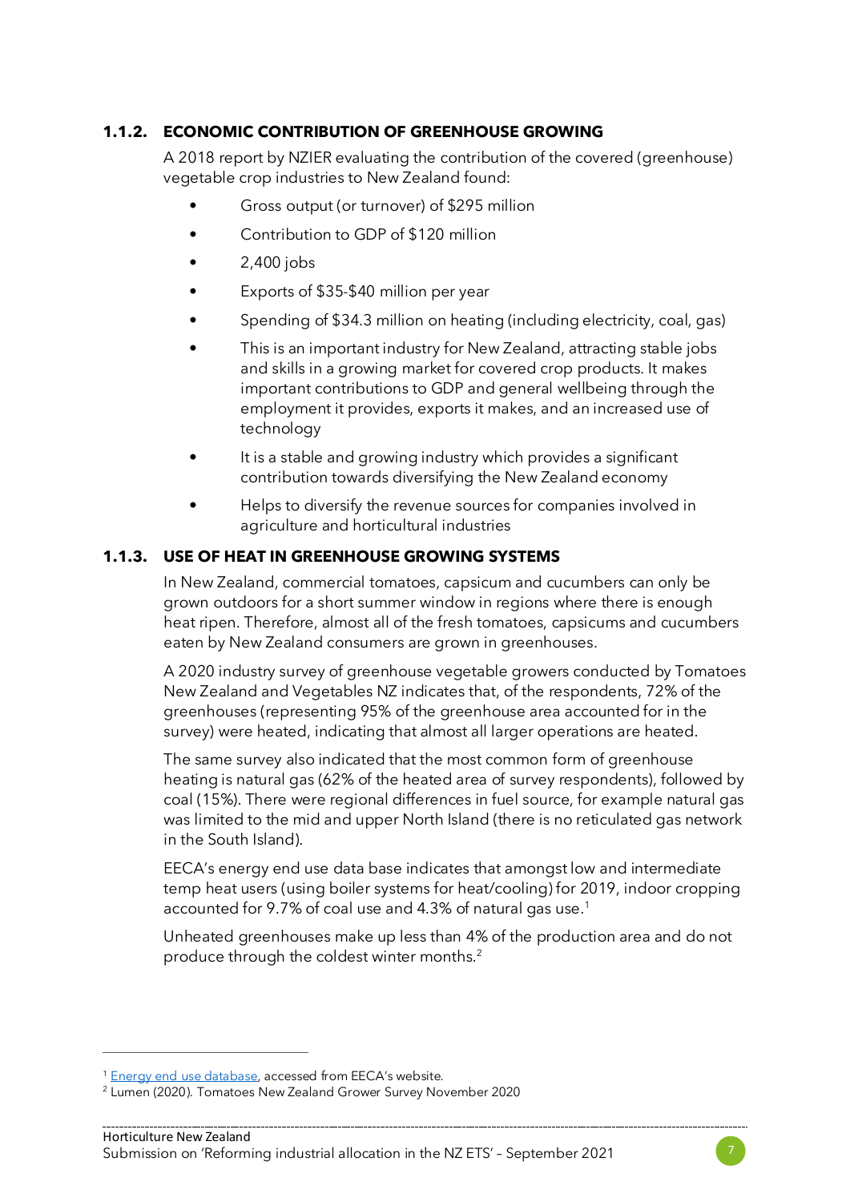### 1.1.2. ECONOMIC CONTRIBUTION OF GREENHOUSE GROWING

A 2018 report by NZIER evaluating the contribution of the covered (greenhouse) vegetable crop industries to New Zealand found:

- Gross output (or turnover) of $295 million
- Contribution to GDP of $120 million
- 2,400 jobs
- Exports of $35-$40 million per year
- Spending of $34.3 million on heating (including electricity, coal, gas)
- This is an important industry for New Zealand, attracting stable jobs and skills in a growing market for covered crop products. It makes important contributions to GDP and general wellbeing through the employment it provides, exports it makes, and an increased use of technology
- It is a stable and growing industry which provides a significant contribution towards diversifying the New Zealand economy
- Helps to diversify the revenue sources for companies involved in agriculture and horticultural industries

### 1.1.3. USE OF HEAT IN GREENHOUSE GROWING SYSTEMS

In New Zealand, commercial tomatoes, capsicum and cucumbers can only be grown outdoors for a short summer window in regions where there is enough heat ripen. Therefore, almost all of the fresh tomatoes, capsicums and cucumbers eaten by New Zealand consumers are grown in greenhouses.

A 2020 industry survey of greenhouse vegetable growers conducted by Tomatoes New Zealand and Vegetables NZ indicates that, of the respondents, 72% of the greenhouses (representing 95% of the greenhouse area accounted for in the survey) were heated, indicating that almost all larger operations are heated.

The same survey also indicated that the most common form of greenhouse heating is natural gas (62% of the heated area of survey respondents), followed by coal (15%). There were regional differences in fuel source, for example natural gas was limited to the mid and upper North Island (there is no reticulated gas network in the South Island).

EECA's energy end use data base indicates that amongst low and intermediate temp heat users (using boiler systems for heat/cooling) for 2019, indoor cropping accounted for 9.7% of coal use and 4.3% of natural gas use.[1]

Unheated greenhouses make up less than 4% of the production area and do not produce through the coldest winter months.[2]

---

[1] Energy end use database, accessed from EECA's website.

[2] Lumen (2020). Tomatoes New Zealand Grower Survey November 2020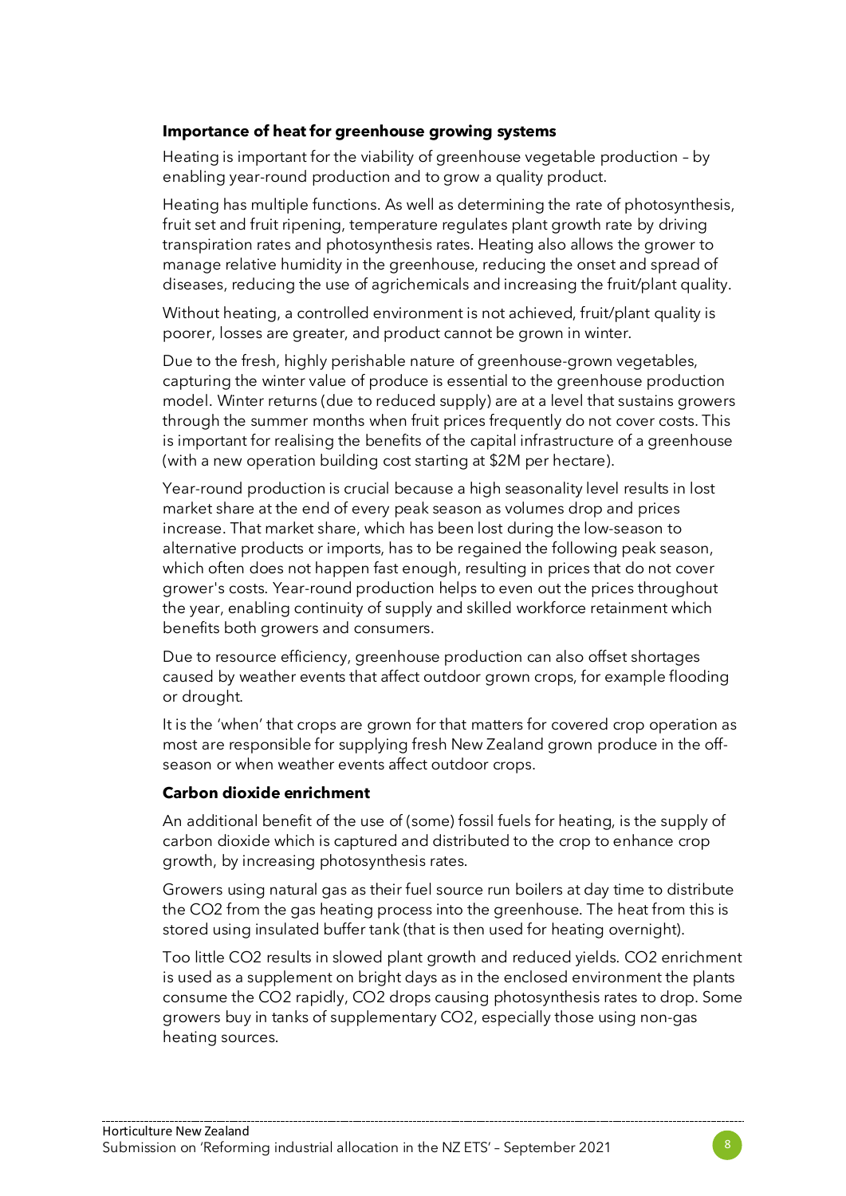### Importance of heat for greenhouse growing systems

Heating is important for the viability of greenhouse vegetable production – by enabling year-round production and to grow a quality product.

Heating has multiple functions. As well as determining the rate of photosynthesis, fruit set and fruit ripening, temperature regulates plant growth rate by driving transpiration rates and photosynthesis rates. Heating also allows the grower to manage relative humidity in the greenhouse, reducing the onset and spread of diseases, reducing the use of agrichemicals and increasing the fruit/plant quality.

Without heating, a controlled environment is not achieved, fruit/plant quality is poorer, losses are greater, and product cannot be grown in winter.

Due to the fresh, highly perishable nature of greenhouse-grown vegetables, capturing the winter value of produce is essential to the greenhouse production model. Winter returns (due to reduced supply) are at a level that sustains growers through the summer months when fruit prices frequently do not cover costs. This is important for realising the benefits of the capital infrastructure of a greenhouse (with a new operation building cost starting at $2M per hectare).

Year-round production is crucial because a high seasonality level results in lost market share at the end of every peak season as volumes drop and prices increase. That market share, which has been lost during the low-season to alternative products or imports, has to be regained the following peak season, which often does not happen fast enough, resulting in prices that do not cover grower's costs. Year-round production helps to even out the prices throughout the year, enabling continuity of supply and skilled workforce retainment which benefits both growers and consumers.

Due to resource efficiency, greenhouse production can also offset shortages caused by weather events that affect outdoor grown crops, for example flooding or drought.

It is the 'when' that crops are grown for that matters for covered crop operation as most are responsible for supplying fresh New Zealand grown produce in the off-season or when weather events affect outdoor crops.

### Carbon dioxide enrichment

An additional benefit of the use of (some) fossil fuels for heating, is the supply of carbon dioxide which is captured and distributed to the crop to enhance crop growth, by increasing photosynthesis rates.

Growers using natural gas as their fuel source run boilers at day time to distribute the $CO_2$ from the gas heating process into the greenhouse. The heat from this is stored using insulated buffer tank (that is then used for heating overnight).

Too little $CO_2$ results in slowed plant growth and reduced yields. $CO_2$ enrichment is used as a supplement on bright days as in the enclosed environment the plants consume the $CO_2$ rapidly, $CO_2$ drops causing photosynthesis rates to drop. Some growers buy in tanks of supplementary $CO_2$, especially those using non-gas heating sources.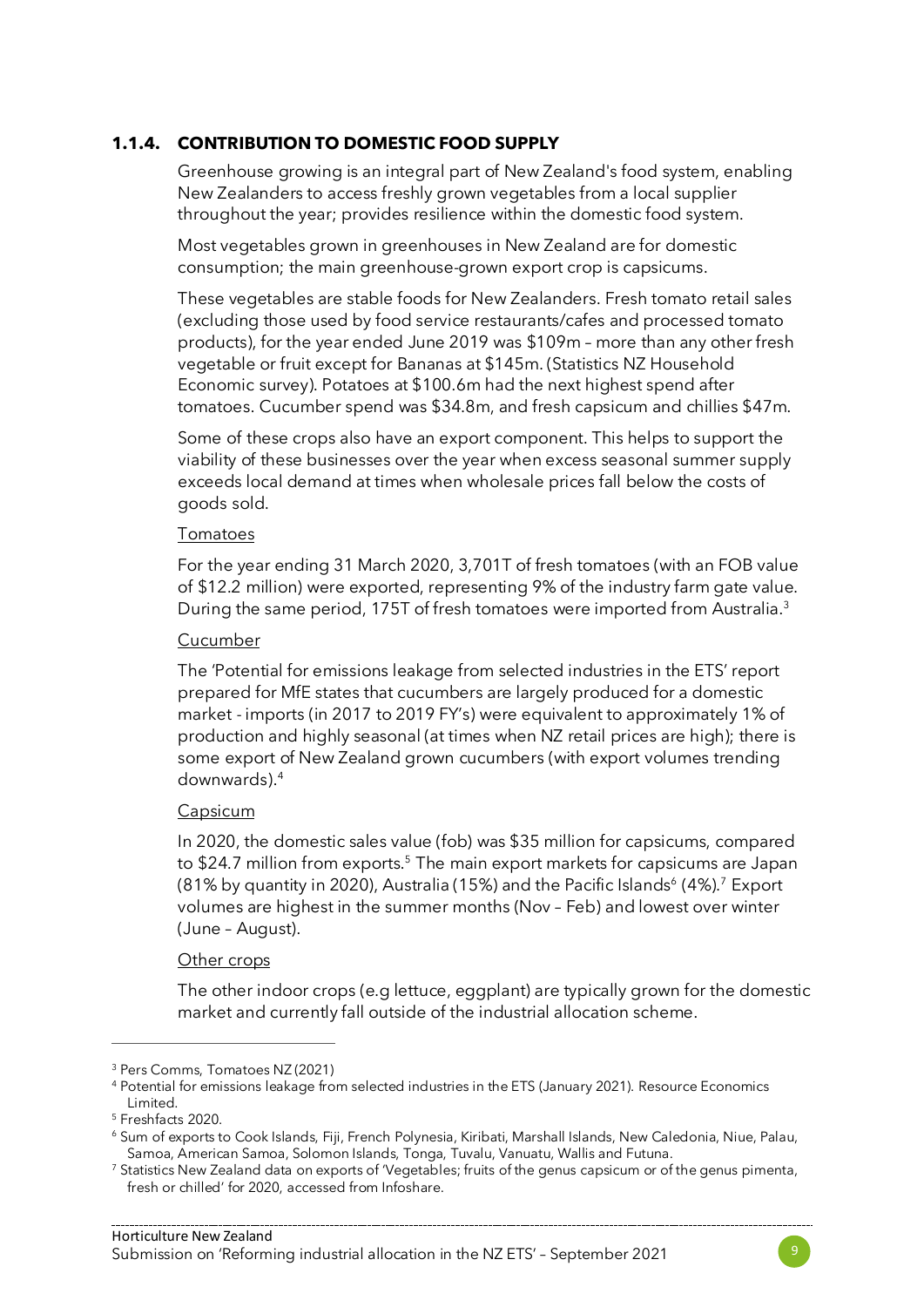#### 1.1.4. CONTRIBUTION TO DOMESTIC FOOD SUPPLY

Greenhouse growing is an integral part of New Zealand's food system, enabling New Zealanders to access freshly grown vegetables from a local supplier throughout the year; provides resilience within the domestic food system.

Most vegetables grown in greenhouses in New Zealand are for domestic consumption; the main greenhouse-grown export crop is capsicums.

These vegetables are stable foods for New Zealanders. Fresh tomato retail sales (excluding those used by food service restaurants/cafes and processed tomato products), for the year ended June 2019 was $109m – more than any other fresh vegetable or fruit except for Bananas at $145m. (Statistics NZ Household Economic survey). Potatoes at $100.6m had the next highest spend after tomatoes. Cucumber spend was $34.8m, and fresh capsicum and chillies $47m.

Some of these crops also have an export component. This helps to support the viability of these businesses over the year when excess seasonal summer supply exceeds local demand at times when wholesale prices fall below the costs of goods sold.

<u>Tomatoes</u>

For the year ending 31 March 2020, 3,701T of fresh tomatoes (with an FOB value of $12.2 million) were exported, representing 9% of the industry farm gate value. During the same period, 175T of fresh tomatoes were imported from Australia.[3]

<u>Cucumber</u>

The 'Potential for emissions leakage from selected industries in the ETS' report prepared for MfE states that cucumbers are largely produced for a domestic market - imports (in 2017 to 2019 FY's) were equivalent to approximately 1% of production and highly seasonal (at times when NZ retail prices are high); there is some export of New Zealand grown cucumbers (with export volumes trending downwards).[4]

<u>Capsicum</u>

In 2020, the domestic sales value (fob) was $35 million for capsicums, compared to $24.7 million from exports.[5] The main export markets for capsicums are Japan (81% by quantity in 2020), Australia (15%) and the Pacific Islands[6] (4%).[7] Export volumes are highest in the summer months (Nov – Feb) and lowest over winter (June – August).

<u>Other crops</u>

The other indoor crops (e.g lettuce, eggplant) are typically grown for the domestic market and currently fall outside of the industrial allocation scheme.

---

[3] Pers Comms, Tomatoes NZ (2021)

[4] Potential for emissions leakage from selected industries in the ETS (January 2021). Resource Economics Limited.

[5] Freshfacts 2020.

[6] Sum of exports to Cook Islands, Fiji, French Polynesia, Kiribati, Marshall Islands, New Caledonia, Niue, Palau, Samoa, American Samoa, Solomon Islands, Tonga, Tuvalu, Vanuatu, Wallis and Futuna.

[7] Statistics New Zealand data on exports of 'Vegetables; fruits of the genus capsicum or of the genus pimenta, fresh or chilled' for 2020, accessed from Infoshare.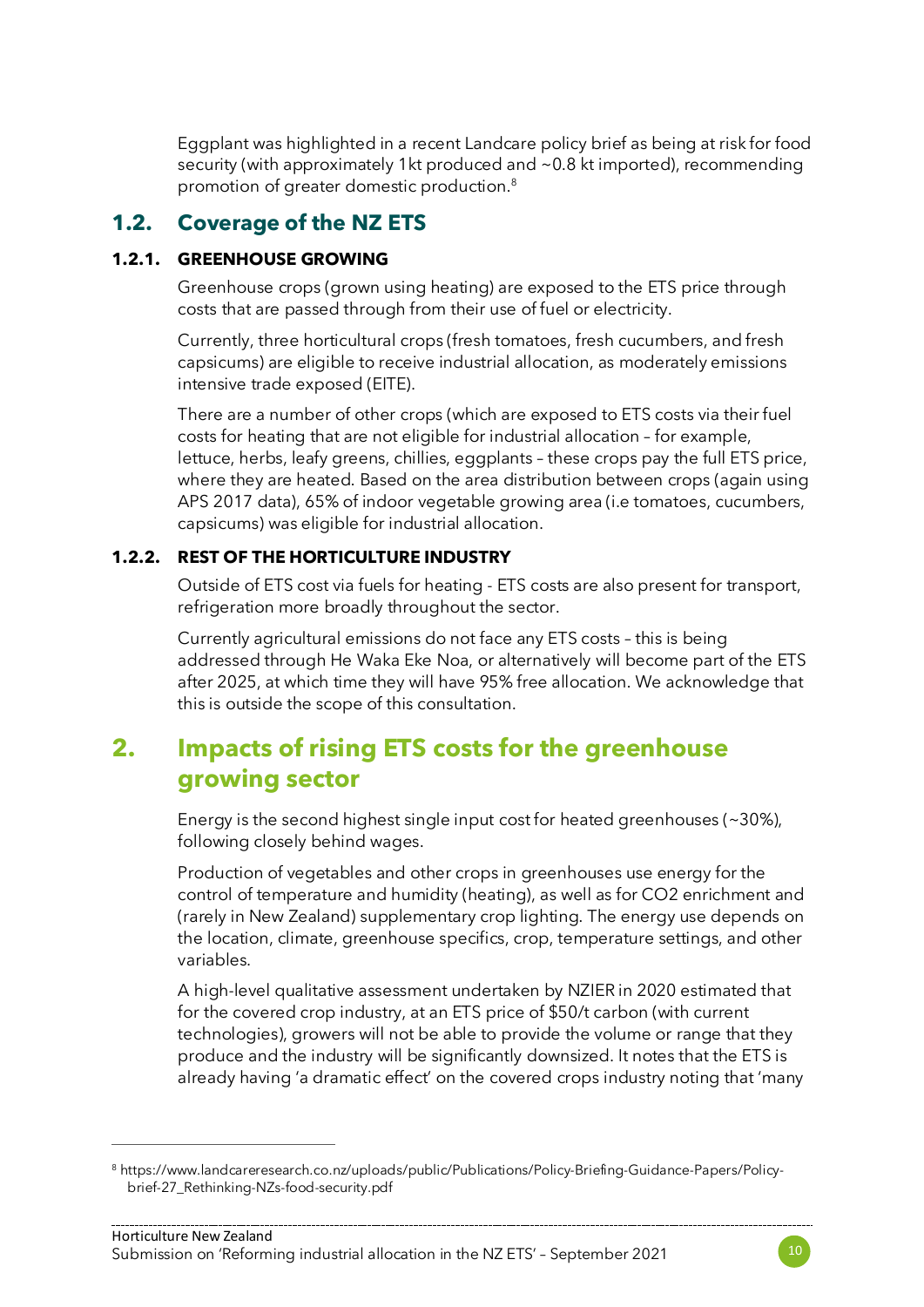Eggplant was highlighted in a recent Landcare policy brief as being at risk for food security (with approximately 1kt produced and ~0.8 kt imported), recommending promotion of greater domestic production.[8]

## 1.2. Coverage of the NZ ETS

### 1.2.1. GREENHOUSE GROWING

Greenhouse crops (grown using heating) are exposed to the ETS price through costs that are passed through from their use of fuel or electricity.

Currently, three horticultural crops (fresh tomatoes, fresh cucumbers, and fresh capsicums) are eligible to receive industrial allocation, as moderately emissions intensive trade exposed (EITE).

There are a number of other crops (which are exposed to ETS costs via their fuel costs for heating that are not eligible for industrial allocation – for example, lettuce, herbs, leafy greens, chillies, eggplants – these crops pay the full ETS price, where they are heated. Based on the area distribution between crops (again using APS 2017 data), 65% of indoor vegetable growing area (i.e tomatoes, cucumbers, capsicums) was eligible for industrial allocation.

### 1.2.2. REST OF THE HORTICULTURE INDUSTRY

Outside of ETS cost via fuels for heating - ETS costs are also present for transport, refrigeration more broadly throughout the sector.

Currently agricultural emissions do not face any ETS costs – this is being addressed through He Waka Eke Noa, or alternatively will become part of the ETS after 2025, at which time they will have 95% free allocation. We acknowledge that this is outside the scope of this consultation.

# 2. Impacts of rising ETS costs for the greenhouse growing sector

Energy is the second highest single input cost for heated greenhouses (~30%), following closely behind wages.

Production of vegetables and other crops in greenhouses use energy for the control of temperature and humidity (heating), as well as for $CO_2$ enrichment and (rarely in New Zealand) supplementary crop lighting. The energy use depends on the location, climate, greenhouse specifics, crop, temperature settings, and other variables.

A high-level qualitative assessment undertaken by NZIER in 2020 estimated that for the covered crop industry, at an ETS price of $50/t carbon (with current technologies), growers will not be able to provide the volume or range that they produce and the industry will be significantly downsized. It notes that the ETS is already having 'a dramatic effect' on the covered crops industry noting that 'many

[8] https://www.landcareresearch.co.nz/uploads/public/Publications/Policy-Briefing-Guidance-Papers/Policy-brief-27_Rethinking-NZs-food-security.pdf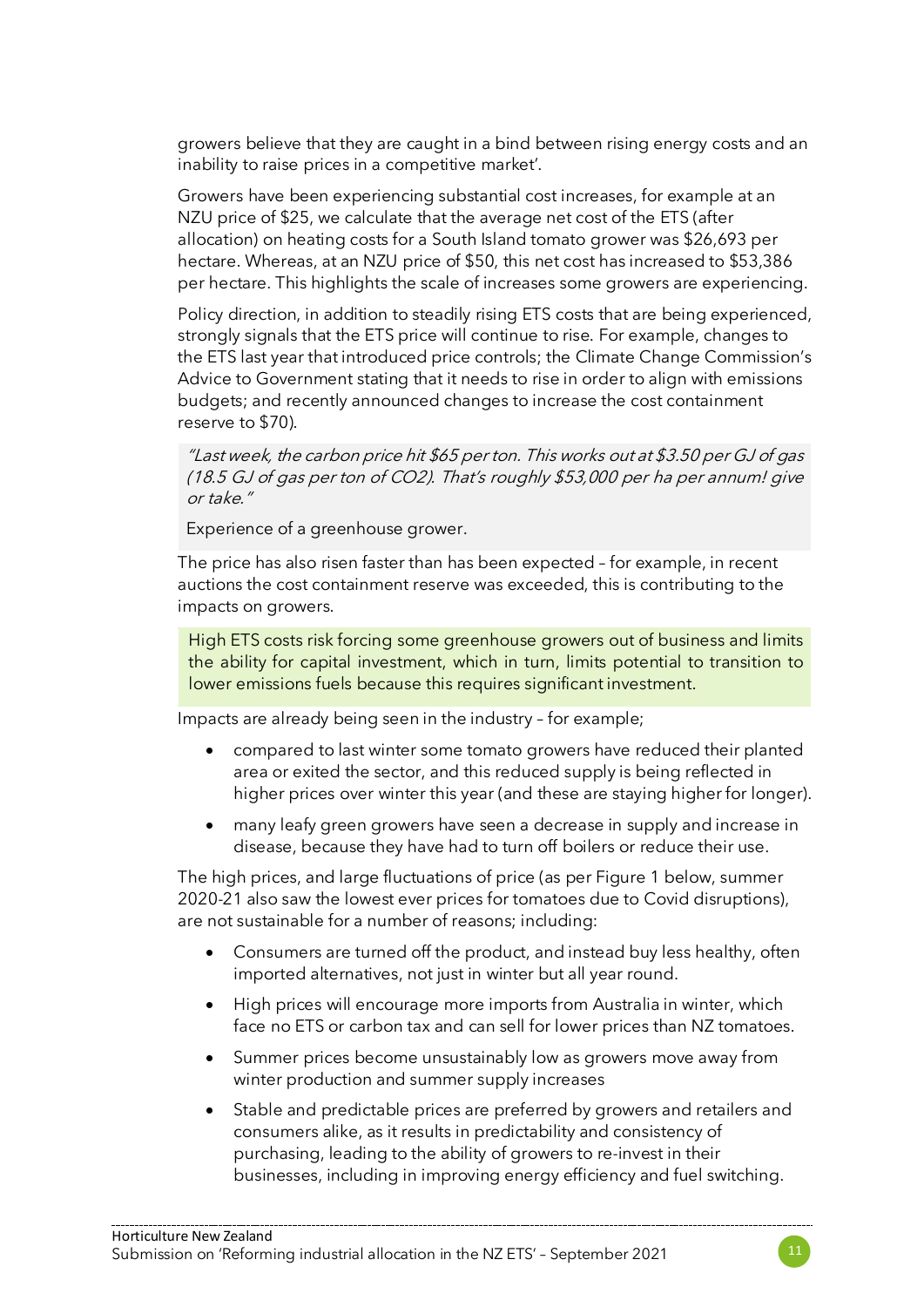growers believe that they are caught in a bind between rising energy costs and an inability to raise prices in a competitive market'.

Growers have been experiencing substantial cost increases, for example at an NZU price of $25, we calculate that the average net cost of the ETS (after allocation) on heating costs for a South Island tomato grower was $26,693 per hectare. Whereas, at an NZU price of $50, this net cost has increased to $53,386 per hectare. This highlights the scale of increases some growers are experiencing.

Policy direction, in addition to steadily rising ETS costs that are being experienced, strongly signals that the ETS price will continue to rise. For example, changes to the ETS last year that introduced price controls; the Climate Change Commission's Advice to Government stating that it needs to rise in order to align with emissions budgets; and recently announced changes to increase the cost containment reserve to $70).

> *"Last week, the carbon price hit $65 per ton. This works out at $3.50 per GJ of gas (18.5 GJ of gas per ton of CO2). That's roughly $53,000 per ha per annum! give or take."*
>
> Experience of a greenhouse grower.

The price has also risen faster than has been expected – for example, in recent auctions the cost containment reserve was exceeded, this is contributing to the impacts on growers.

> High ETS costs risk forcing some greenhouse growers out of business and limits the ability for capital investment, which in turn, limits potential to transition to lower emissions fuels because this requires significant investment.

Impacts are already being seen in the industry – for example;

- compared to last winter some tomato growers have reduced their planted area or exited the sector, and this reduced supply is being reflected in higher prices over winter this year (and these are staying higher for longer).
- many leafy green growers have seen a decrease in supply and increase in disease, because they have had to turn off boilers or reduce their use.

The high prices, and large fluctuations of price (as per Figure 1 below, summer 2020-21 also saw the lowest ever prices for tomatoes due to Covid disruptions), are not sustainable for a number of reasons; including:

- Consumers are turned off the product, and instead buy less healthy, often imported alternatives, not just in winter but all year round.
- High prices will encourage more imports from Australia in winter, which face no ETS or carbon tax and can sell for lower prices than NZ tomatoes.
- Summer prices become unsustainably low as growers move away from winter production and summer supply increases
- Stable and predictable prices are preferred by growers and retailers and consumers alike, as it results in predictability and consistency of purchasing, leading to the ability of growers to re-invest in their businesses, including in improving energy efficiency and fuel switching.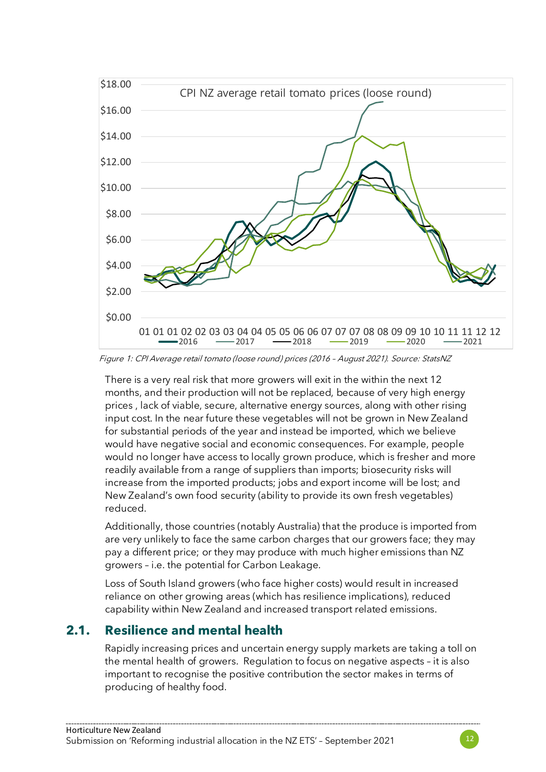Figure 1: CPI Average retail tomato (loose round) prices (2016 – August 2021). Source: StatsNZ

There is a very real risk that more growers will exit in the within the next 12 months, and their production will not be replaced, because of very high energy prices , lack of viable, secure, alternative energy sources, along with other rising input cost. In the near future these vegetables will not be grown in New Zealand for substantial periods of the year and instead be imported, which we believe would have negative social and economic consequences. For example, people would no longer have access to locally grown produce, which is fresher and more readily available from a range of suppliers than imports; biosecurity risks will increase from the imported products; jobs and export income will be lost; and New Zealand's own food security (ability to provide its own fresh vegetables) reduced.

Additionally, those countries (notably Australia) that the produce is imported from are very unlikely to face the same carbon charges that our growers face; they may pay a different price; or they may produce with much higher emissions than NZ growers – i.e. the potential for Carbon Leakage.

Loss of South Island growers (who face higher costs) would result in increased reliance on other growing areas (which has resilience implications), reduced capability within New Zealand and increased transport related emissions.

## 2.1. Resilience and mental health

Rapidly increasing prices and uncertain energy supply markets are taking a toll on the mental health of growers. Regulation to focus on negative aspects – it is also important to recognise the positive contribution the sector makes in terms of producing of healthy food.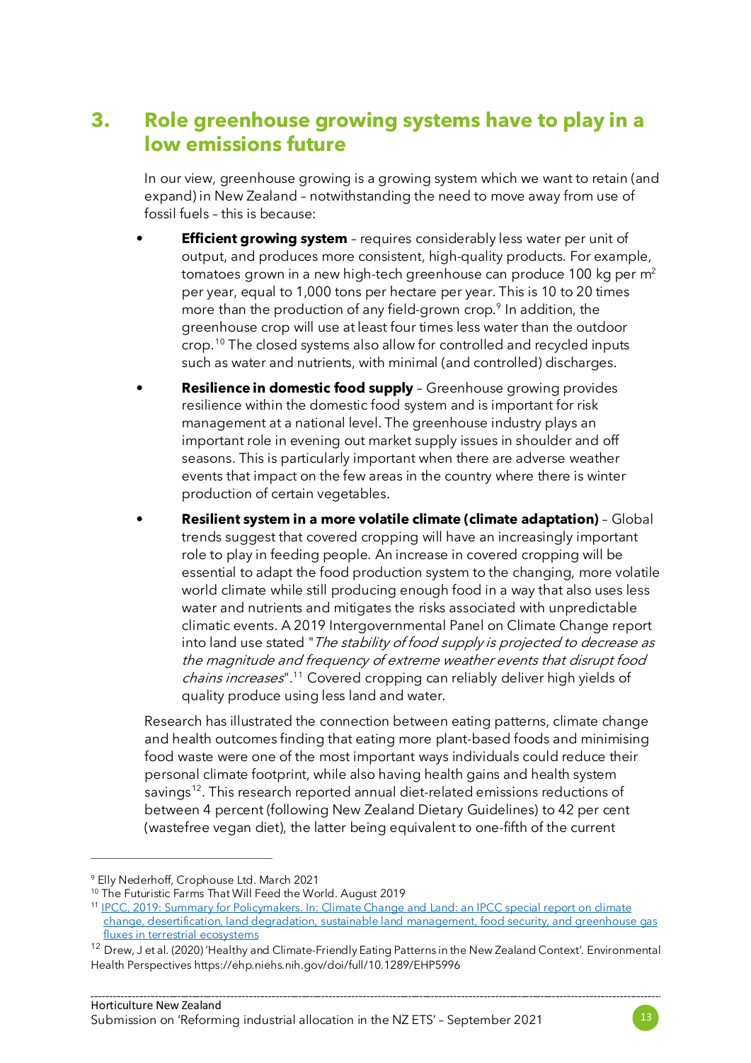## 3. Role greenhouse growing systems have to play in a low emissions future

In our view, greenhouse growing is a growing system which we want to retain (and expand) in New Zealand – notwithstanding the need to move away from use of fossil fuels – this is because:

- **Efficient growing system** – requires considerably less water per unit of output, and produces more consistent, high-quality products. For example, tomatoes grown in a new high-tech greenhouse can produce 100 kg per $m^2$ per year, equal to 1,000 tons per hectare per year. This is 10 to 20 times more than the production of any field-grown crop.[9] In addition, the greenhouse crop will use at least four times less water than the outdoor crop.[10] The closed systems also allow for controlled and recycled inputs such as water and nutrients, with minimal (and controlled) discharges.
- **Resilience in domestic food supply** – Greenhouse growing provides resilience within the domestic food system and is important for risk management at a national level. The greenhouse industry plays an important role in evening out market supply issues in shoulder and off seasons. This is particularly important when there are adverse weather events that impact on the few areas in the country where there is winter production of certain vegetables.
- **Resilient system in a more volatile climate (climate adaptation)** – Global trends suggest that covered cropping will have an increasingly important role to play in feeding people. An increase in covered cropping will be essential to adapt the food production system to the changing, more volatile world climate while still producing enough food in a way that also uses less water and nutrients and mitigates the risks associated with unpredictable climatic events. A 2019 Intergovernmental Panel on Climate Change report into land use stated "*The stability of food supply is projected to decrease as the magnitude and frequency of extreme weather events that disrupt food chains increases*".[11] Covered cropping can reliably deliver high yields of quality produce using less land and water.

Research has illustrated the connection between eating patterns, climate change and health outcomes finding that eating more plant-based foods and minimising food waste were one of the most important ways individuals could reduce their personal climate footprint, while also having health gains and health system savings[12]. This research reported annual diet-related emissions reductions of between 4 percent (following New Zealand Dietary Guidelines) to 42 per cent (wastefree vegan diet), the latter being equivalent to one-fifth of the current

---

[9] Elly Nederhoff, Crophouse Ltd. March 2021

[10] The Futuristic Farms That Will Feed the World. August 2019

[11] IPCC, 2019: Summary for Policymakers. In: Climate Change and Land: an IPCC special report on climate change, desertification, land degradation, sustainable land management, food security, and greenhouse gas fluxes in terrestrial ecosystems

[12] Drew, J et al. (2020) 'Healthy and Climate-Friendly Eating Patterns in the New Zealand Context'. Environmental Health Perspectives https://ehp.niehs.nih.gov/doi/full/10.1289/EHP5996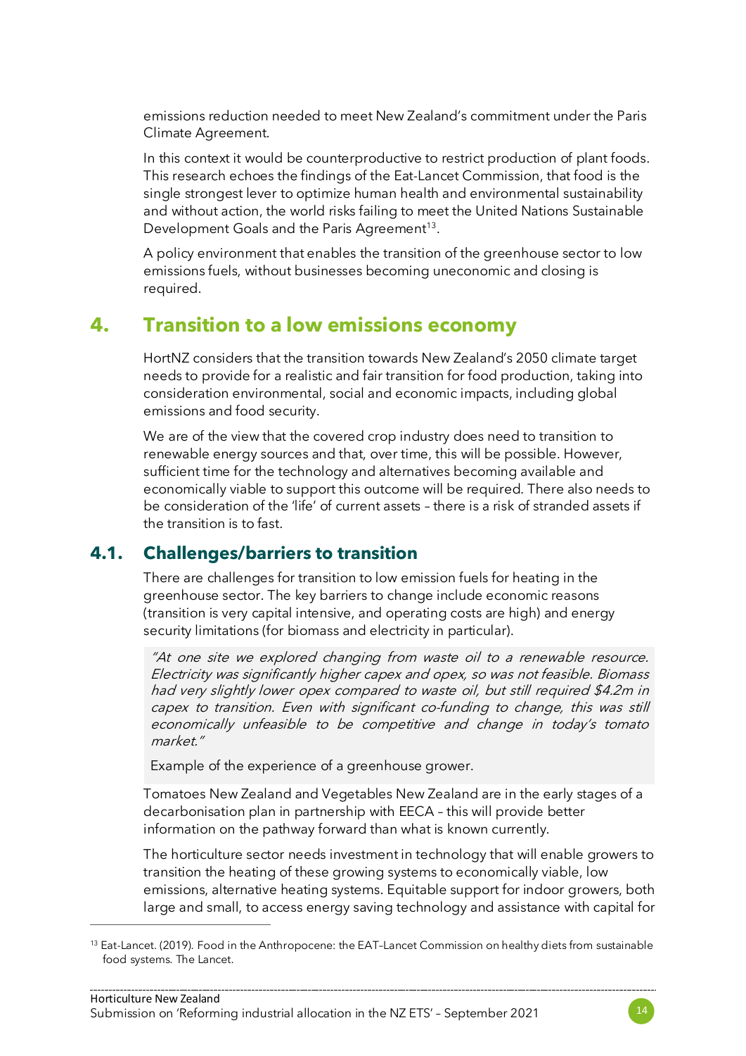emissions reduction needed to meet New Zealand's commitment under the Paris Climate Agreement.

In this context it would be counterproductive to restrict production of plant foods. This research echoes the findings of the Eat-Lancet Commission, that food is the single strongest lever to optimize human health and environmental sustainability and without action, the world risks failing to meet the United Nations Sustainable Development Goals and the Paris Agreement[13].

A policy environment that enables the transition of the greenhouse sector to low emissions fuels, without businesses becoming uneconomic and closing is required.

# 4. Transition to a low emissions economy

HortNZ considers that the transition towards New Zealand's 2050 climate target needs to provide for a realistic and fair transition for food production, taking into consideration environmental, social and economic impacts, including global emissions and food security.

We are of the view that the covered crop industry does need to transition to renewable energy sources and that, over time, this will be possible. However, sufficient time for the technology and alternatives becoming available and economically viable to support this outcome will be required. There also needs to be consideration of the 'life' of current assets – there is a risk of stranded assets if the transition is to fast.

## 4.1. Challenges/barriers to transition

There are challenges for transition to low emission fuels for heating in the greenhouse sector. The key barriers to change include economic reasons (transition is very capital intensive, and operating costs are high) and energy security limitations (for biomass and electricity in particular).

> *"At one site we explored changing from waste oil to a renewable resource. Electricity was significantly higher capex and opex, so was not feasible. Biomass had very slightly lower opex compared to waste oil, but still required $4.2m in capex to transition. Even with significant co-funding to change, this was still economically unfeasible to be competitive and change in today's tomato market."*
>
> Example of the experience of a greenhouse grower.

Tomatoes New Zealand and Vegetables New Zealand are in the early stages of a decarbonisation plan in partnership with EECA – this will provide better information on the pathway forward than what is known currently.

The horticulture sector needs investment in technology that will enable growers to transition the heating of these growing systems to economically viable, low emissions, alternative heating systems. Equitable support for indoor growers, both large and small, to access energy saving technology and assistance with capital for

[13] Eat-Lancet. (2019). Food in the Anthropocene: the EAT–Lancet Commission on healthy diets from sustainable food systems. The Lancet.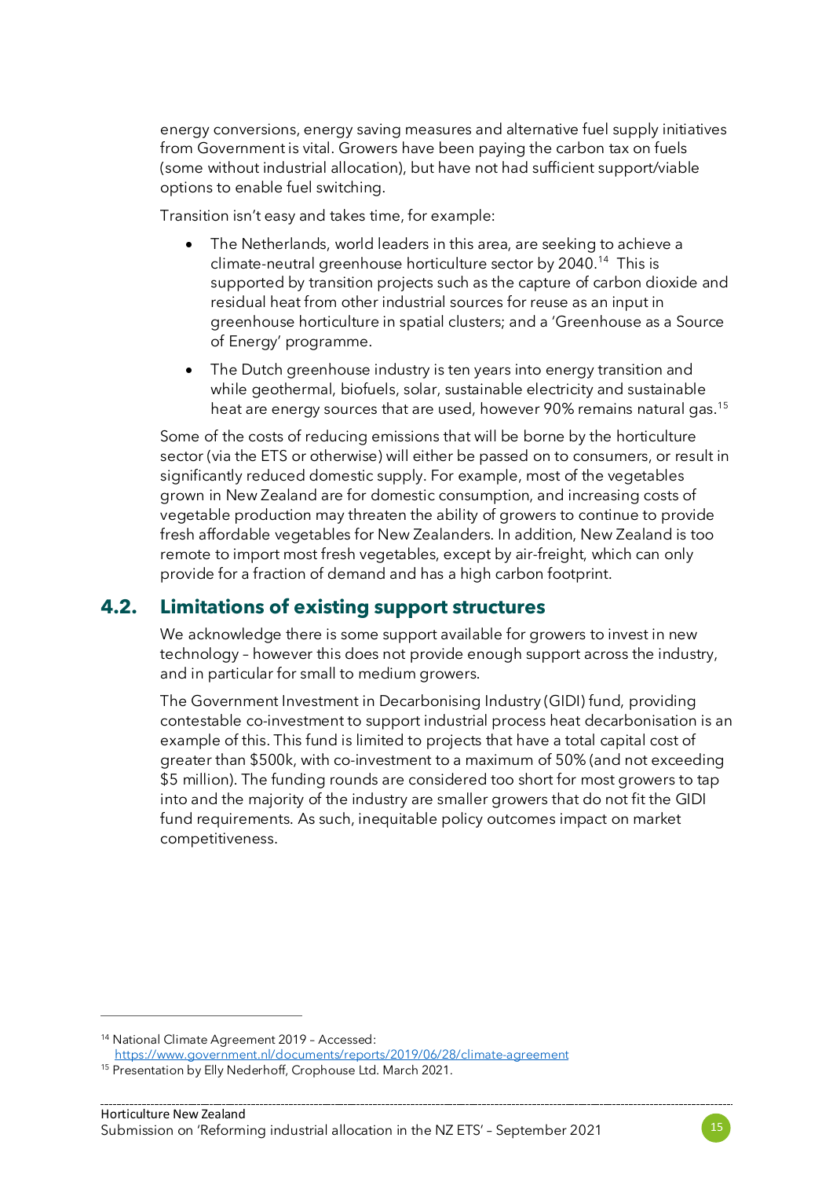energy conversions, energy saving measures and alternative fuel supply initiatives from Government is vital. Growers have been paying the carbon tax on fuels (some without industrial allocation), but have not had sufficient support/viable options to enable fuel switching.

Transition isn't easy and takes time, for example:

- The Netherlands, world leaders in this area, are seeking to achieve a climate-neutral greenhouse horticulture sector by 2040.[14] This is supported by transition projects such as the capture of carbon dioxide and residual heat from other industrial sources for reuse as an input in greenhouse horticulture in spatial clusters; and a 'Greenhouse as a Source of Energy' programme.
- The Dutch greenhouse industry is ten years into energy transition and while geothermal, biofuels, solar, sustainable electricity and sustainable heat are energy sources that are used, however 90% remains natural gas.[15]

Some of the costs of reducing emissions that will be borne by the horticulture sector (via the ETS or otherwise) will either be passed on to consumers, or result in significantly reduced domestic supply. For example, most of the vegetables grown in New Zealand are for domestic consumption, and increasing costs of vegetable production may threaten the ability of growers to continue to provide fresh affordable vegetables for New Zealanders. In addition, New Zealand is too remote to import most fresh vegetables, except by air-freight, which can only provide for a fraction of demand and has a high carbon footprint.

## 4.2. Limitations of existing support structures

We acknowledge there is some support available for growers to invest in new technology – however this does not provide enough support across the industry, and in particular for small to medium growers.

The Government Investment in Decarbonising Industry (GIDI) fund, providing contestable co-investment to support industrial process heat decarbonisation is an example of this. This fund is limited to projects that have a total capital cost of greater than $500k, with co-investment to a maximum of 50% (and not exceeding $5 million). The funding rounds are considered too short for most growers to tap into and the majority of the industry are smaller growers that do not fit the GIDI fund requirements. As such, inequitable policy outcomes impact on market competitiveness.

---

[14] National Climate Agreement 2019 – Accessed: https://www.government.nl/documents/reports/2019/06/28/climate-agreement

[15] Presentation by Elly Nederhoff, Crophouse Ltd. March 2021.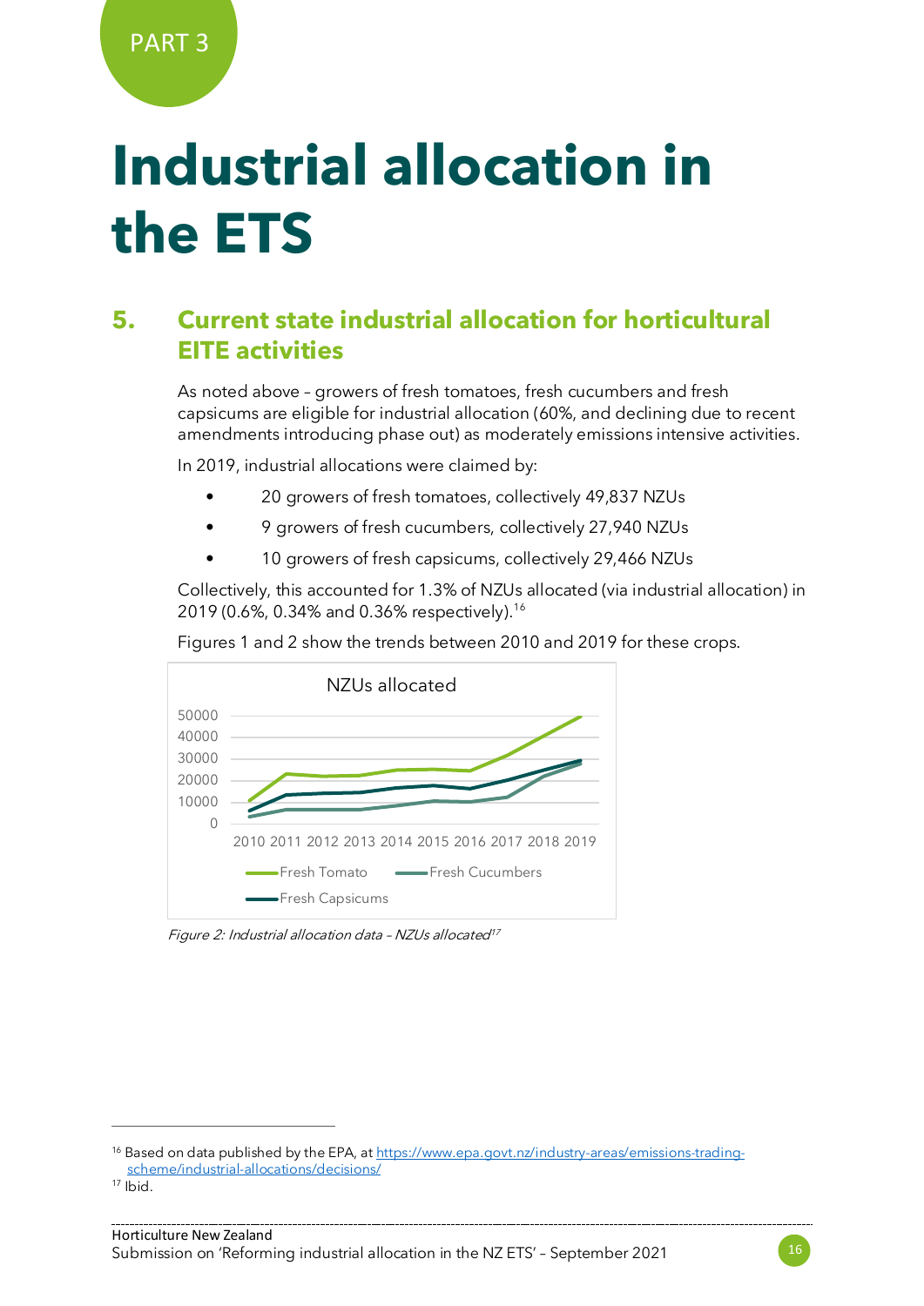PART 3

# Industrial allocation in the ETS

## 5. Current state industrial allocation for horticultural EITE activities

As noted above – growers of fresh tomatoes, fresh cucumbers and fresh capsicums are eligible for industrial allocation (60%, and declining due to recent amendments introducing phase out) as moderately emissions intensive activities.

In 2019, industrial allocations were claimed by:

- 20 growers of fresh tomatoes, collectively 49,837 NZUs
- 9 growers of fresh cucumbers, collectively 27,940 NZUs
- 10 growers of fresh capsicums, collectively 29,466 NZUs

Collectively, this accounted for 1.3% of NZUs allocated (via industrial allocation) in 2019 (0.6%, 0.34% and 0.36% respectively).[16]

Figures 1 and 2 show the trends between 2010 and 2019 for these crops.

*Figure 2: Industrial allocation data – NZUs allocated*[17]

---

[16] Based on data published by the EPA, at https://www.epa.govt.nz/industry-areas/emissions-trading-scheme/industrial-allocations/decisions/

[17] Ibid.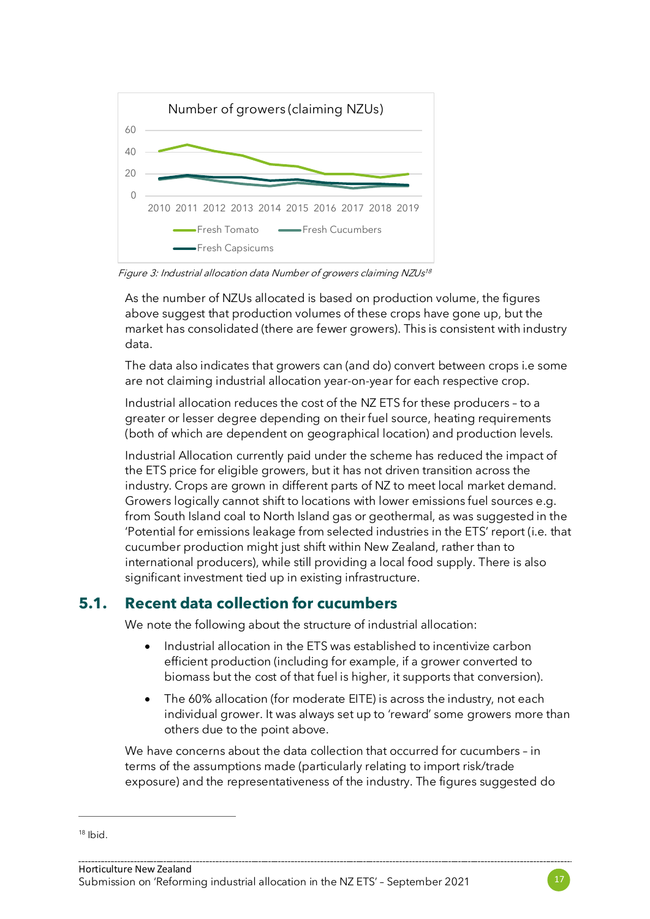Figure 3: Industrial allocation data Number of growers claiming NZUs[18]

As the number of NZUs allocated is based on production volume, the figures above suggest that production volumes of these crops have gone up, but the market has consolidated (there are fewer growers). This is consistent with industry data.

The data also indicates that growers can (and do) convert between crops i.e some are not claiming industrial allocation year-on-year for each respective crop.

Industrial allocation reduces the cost of the NZ ETS for these producers – to a greater or lesser degree depending on their fuel source, heating requirements (both of which are dependent on geographical location) and production levels.

Industrial Allocation currently paid under the scheme has reduced the impact of the ETS price for eligible growers, but it has not driven transition across the industry. Crops are grown in different parts of NZ to meet local market demand. Growers logically cannot shift to locations with lower emissions fuel sources e.g. from South Island coal to North Island gas or geothermal, as was suggested in the 'Potential for emissions leakage from selected industries in the ETS' report (i.e. that cucumber production might just shift within New Zealand, rather than to international producers), while still providing a local food supply. There is also significant investment tied up in existing infrastructure.

## 5.1. Recent data collection for cucumbers

We note the following about the structure of industrial allocation:

- Industrial allocation in the ETS was established to incentivize carbon efficient production (including for example, if a grower converted to biomass but the cost of that fuel is higher, it supports that conversion).
- The 60% allocation (for moderate EITE) is across the industry, not each individual grower. It was always set up to 'reward' some growers more than others due to the point above.

We have concerns about the data collection that occurred for cucumbers – in terms of the assumptions made (particularly relating to import risk/trade exposure) and the representativeness of the industry. The figures suggested do

[18] Ibid.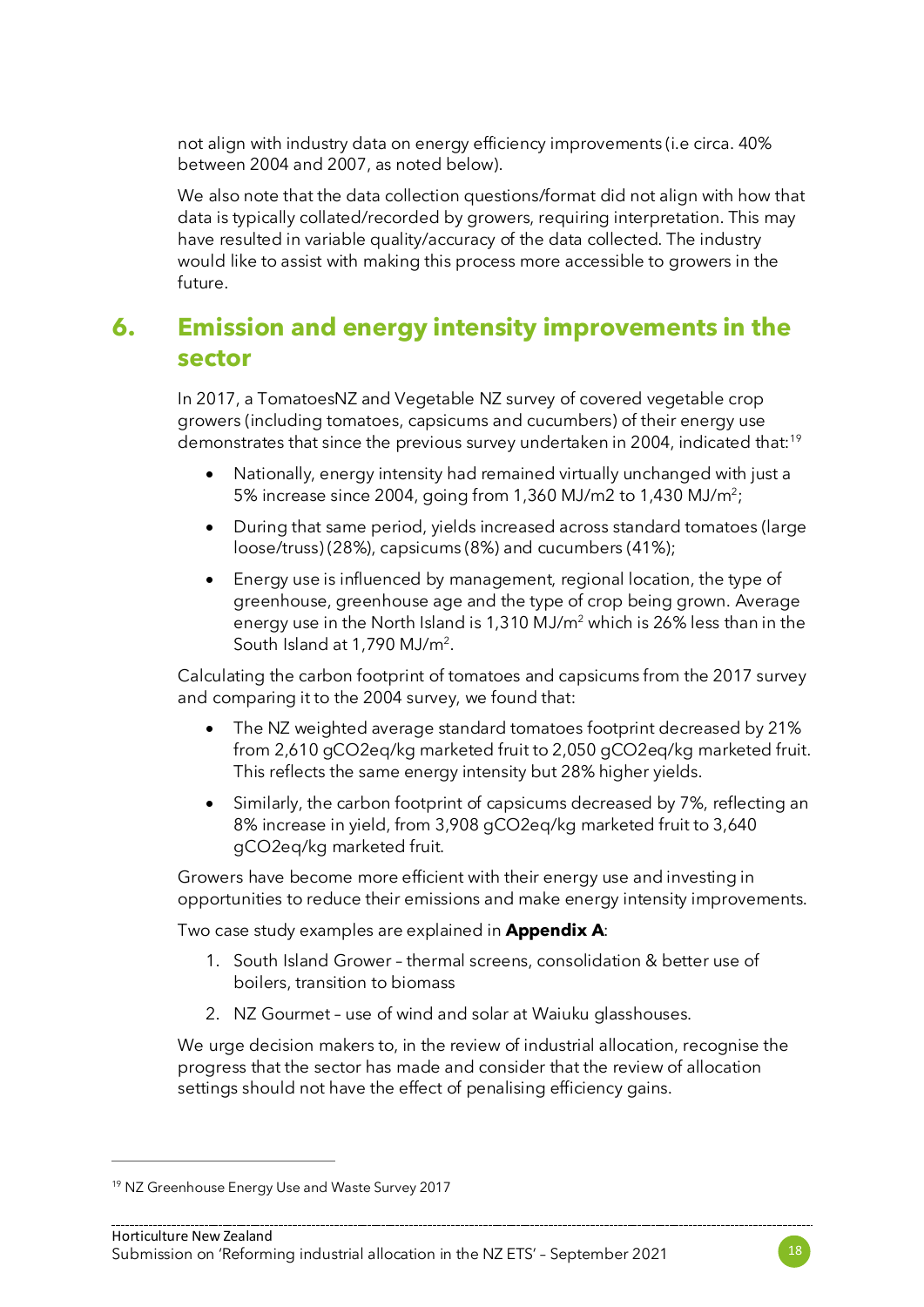not align with industry data on energy efficiency improvements (i.e circa. 40% between 2004 and 2007, as noted below).

We also note that the data collection questions/format did not align with how that data is typically collated/recorded by growers, requiring interpretation. This may have resulted in variable quality/accuracy of the data collected. The industry would like to assist with making this process more accessible to growers in the future.

## 6. Emission and energy intensity improvements in the sector

In 2017, a TomatoesNZ and Vegetable NZ survey of covered vegetable crop growers (including tomatoes, capsicums and cucumbers) of their energy use demonstrates that since the previous survey undertaken in 2004, indicated that:[19]

- Nationally, energy intensity had remained virtually unchanged with just a 5% increase since 2004, going from 1,360 MJ/m2 to 1,430 MJ/$m^2$;
- During that same period, yields increased across standard tomatoes (large loose/truss) (28%), capsicums (8%) and cucumbers (41%);
- Energy use is influenced by management, regional location, the type of greenhouse, greenhouse age and the type of crop being grown. Average energy use in the North Island is 1,310 MJ/$m^2$ which is 26% less than in the South Island at 1,790 MJ/$m^2$.

Calculating the carbon footprint of tomatoes and capsicums from the 2017 survey and comparing it to the 2004 survey, we found that:

- The NZ weighted average standard tomatoes footprint decreased by 21% from 2,610 gCO2eq/kg marketed fruit to 2,050 gCO2eq/kg marketed fruit. This reflects the same energy intensity but 28% higher yields.
- Similarly, the carbon footprint of capsicums decreased by 7%, reflecting an 8% increase in yield, from 3,908 gCO2eq/kg marketed fruit to 3,640 gCO2eq/kg marketed fruit.

Growers have become more efficient with their energy use and investing in opportunities to reduce their emissions and make energy intensity improvements.

Two case study examples are explained in **Appendix A**:

1. South Island Grower – thermal screens, consolidation & better use of boilers, transition to biomass
2. NZ Gourmet – use of wind and solar at Waiuku glasshouses.

We urge decision makers to, in the review of industrial allocation, recognise the progress that the sector has made and consider that the review of allocation settings should not have the effect of penalising efficiency gains.

---

[19] NZ Greenhouse Energy Use and Waste Survey 2017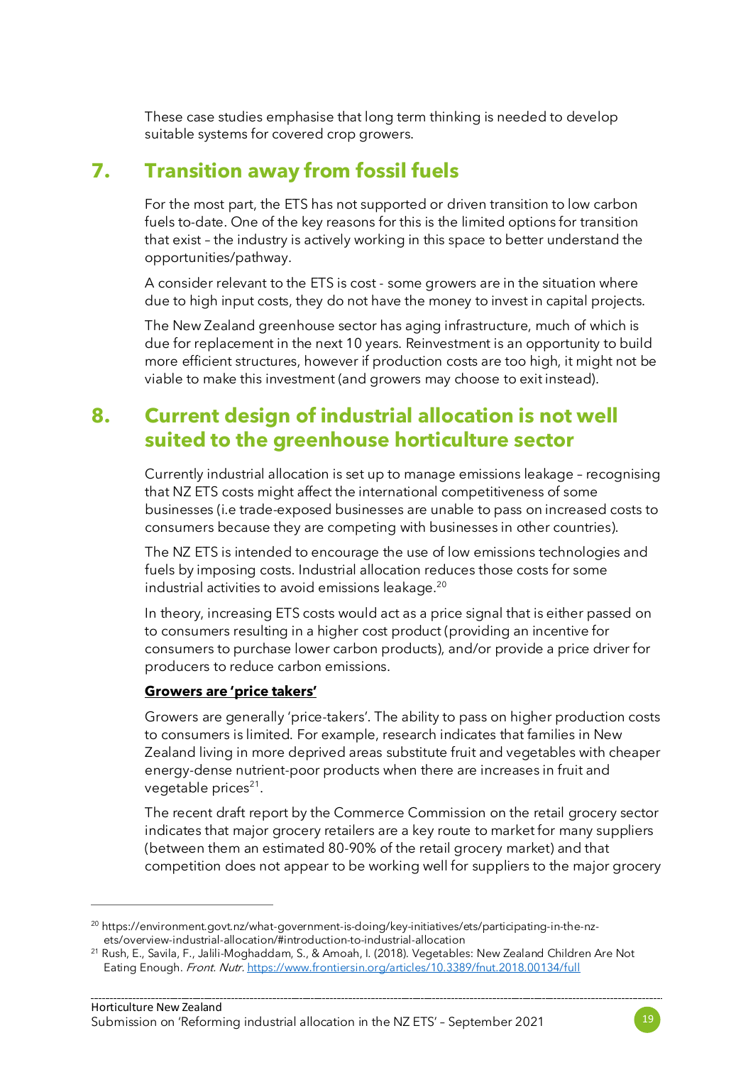These case studies emphasise that long term thinking is needed to develop suitable systems for covered crop growers.

## 7. Transition away from fossil fuels

For the most part, the ETS has not supported or driven transition to low carbon fuels to-date. One of the key reasons for this is the limited options for transition that exist – the industry is actively working in this space to better understand the opportunities/pathway.

A consider relevant to the ETS is cost - some growers are in the situation where due to high input costs, they do not have the money to invest in capital projects.

The New Zealand greenhouse sector has aging infrastructure, much of which is due for replacement in the next 10 years. Reinvestment is an opportunity to build more efficient structures, however if production costs are too high, it might not be viable to make this investment (and growers may choose to exit instead).

## 8. Current design of industrial allocation is not well suited to the greenhouse horticulture sector

Currently industrial allocation is set up to manage emissions leakage – recognising that NZ ETS costs might affect the international competitiveness of some businesses (i.e trade-exposed businesses are unable to pass on increased costs to consumers because they are competing with businesses in other countries).

The NZ ETS is intended to encourage the use of low emissions technologies and fuels by imposing costs. Industrial allocation reduces those costs for some industrial activities to avoid emissions leakage.[20]

In theory, increasing ETS costs would act as a price signal that is either passed on to consumers resulting in a higher cost product (providing an incentive for consumers to purchase lower carbon products), and/or provide a price driver for producers to reduce carbon emissions.

**Growers are 'price takers'**

Growers are generally 'price-takers'. The ability to pass on higher production costs to consumers is limited. For example, research indicates that families in New Zealand living in more deprived areas substitute fruit and vegetables with cheaper energy-dense nutrient-poor products when there are increases in fruit and vegetable prices[21].

The recent draft report by the Commerce Commission on the retail grocery sector indicates that major grocery retailers are a key route to market for many suppliers (between them an estimated 80-90% of the retail grocery market) and that competition does not appear to be working well for suppliers to the major grocery

---

[20] https://environment.govt.nz/what-government-is-doing/key-initiatives/ets/participating-in-the-nz-ets/overview-industrial-allocation/#introduction-to-industrial-allocation

[21] Rush, E., Savila, F., Jalili-Moghaddam, S., & Amoah, I. (2018). Vegetables: New Zealand Children Are Not Eating Enough. *Front. Nutr.* https://www.frontiersin.org/articles/10.3389/fnut.2018.00134/full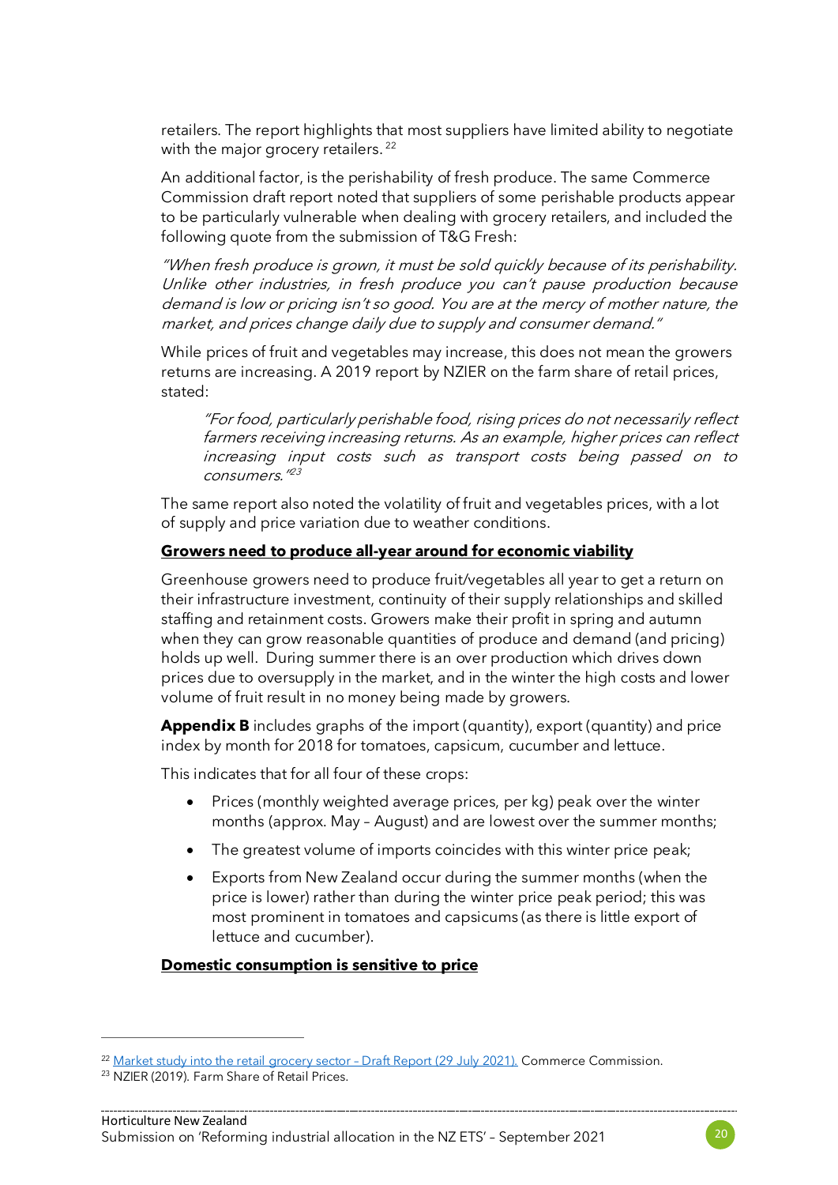retailers. The report highlights that most suppliers have limited ability to negotiate with the major grocery retailers. [22]

An additional factor, is the perishability of fresh produce. The same Commerce Commission draft report noted that suppliers of some perishable products appear to be particularly vulnerable when dealing with grocery retailers, and included the following quote from the submission of T&G Fresh:

*"When fresh produce is grown, it must be sold quickly because of its perishability. Unlike other industries, in fresh produce you can't pause production because demand is low or pricing isn't so good. You are at the mercy of mother nature, the market, and prices change daily due to supply and consumer demand."*

While prices of fruit and vegetables may increase, this does not mean the growers returns are increasing. A 2019 report by NZIER on the farm share of retail prices, stated:

> *"For food, particularly perishable food, rising prices do not necessarily reflect farmers receiving increasing returns. As an example, higher prices can reflect increasing input costs such as transport costs being passed on to consumers."*[23]

The same report also noted the volatility of fruit and vegetables prices, with a lot of supply and price variation due to weather conditions.

**Growers need to produce all-year around for economic viability**

Greenhouse growers need to produce fruit/vegetables all year to get a return on their infrastructure investment, continuity of their supply relationships and skilled staffing and retainment costs. Growers make their profit in spring and autumn when they can grow reasonable quantities of produce and demand (and pricing) holds up well. During summer there is an over production which drives down prices due to oversupply in the market, and in the winter the high costs and lower volume of fruit result in no money being made by growers.

**Appendix B** includes graphs of the import (quantity), export (quantity) and price index by month for 2018 for tomatoes, capsicum, cucumber and lettuce.

This indicates that for all four of these crops:

- Prices (monthly weighted average prices, per kg) peak over the winter months (approx. May – August) and are lowest over the summer months;
- The greatest volume of imports coincides with this winter price peak;
- Exports from New Zealand occur during the summer months (when the price is lower) rather than during the winter price peak period; this was most prominent in tomatoes and capsicums (as there is little export of lettuce and cucumber).

**Domestic consumption is sensitive to price**

[22] Market study into the retail grocery sector – Draft Report (29 July 2021). Commerce Commission.

[23] NZIER (2019). Farm Share of Retail Prices.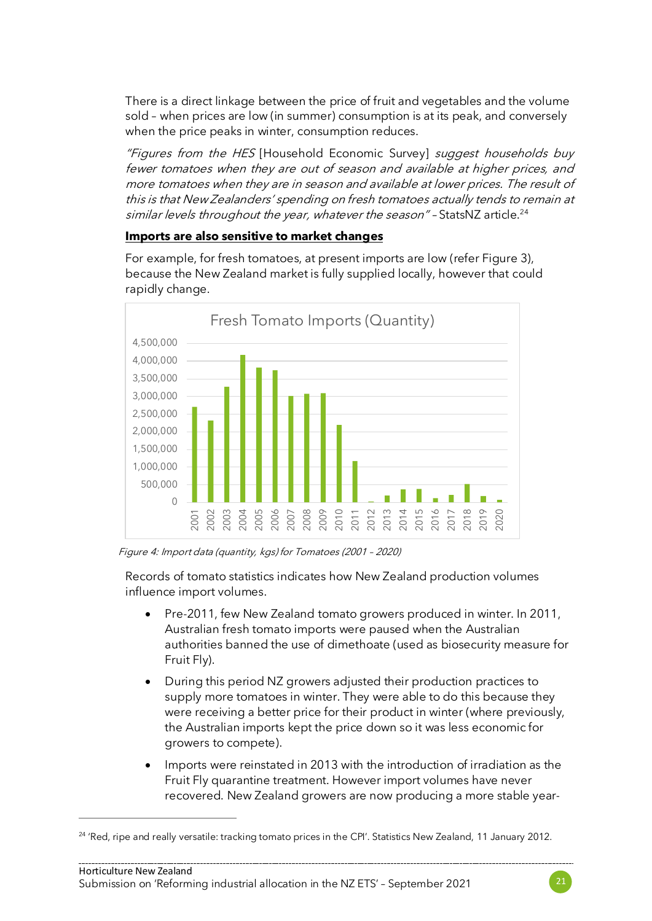There is a direct linkage between the price of fruit and vegetables and the volume sold – when prices are low (in summer) consumption is at its peak, and conversely when the price peaks in winter, consumption reduces.

*"Figures from the HES* [Household Economic Survey] *suggest households buy fewer tomatoes when they are out of season and available at higher prices, and more tomatoes when they are in season and available at lower prices. The result of this is that New Zealanders' spending on fresh tomatoes actually tends to remain at similar levels throughout the year, whatever the season"* – StatsNZ article.[24]

**Imports are also sensitive to market changes**

For example, for fresh tomatoes, at present imports are low (refer Figure 3), because the New Zealand market is fully supplied locally, however that could rapidly change.

*Figure 4: Import data (quantity, kgs) for Tomatoes (2001 – 2020)*

Records of tomato statistics indicates how New Zealand production volumes influence import volumes.

- Pre-2011, few New Zealand tomato growers produced in winter. In 2011, Australian fresh tomato imports were paused when the Australian authorities banned the use of dimethoate (used as biosecurity measure for Fruit Fly).
- During this period NZ growers adjusted their production practices to supply more tomatoes in winter. They were able to do this because they were receiving a better price for their product in winter (where previously, the Australian imports kept the price down so it was less economic for growers to compete).
- Imports were reinstated in 2013 with the introduction of irradiation as the Fruit Fly quarantine treatment. However import volumes have never recovered. New Zealand growers are now producing a more stable year-

[24] 'Red, ripe and really versatile: tracking tomato prices in the CPI'. Statistics New Zealand, 11 January 2012.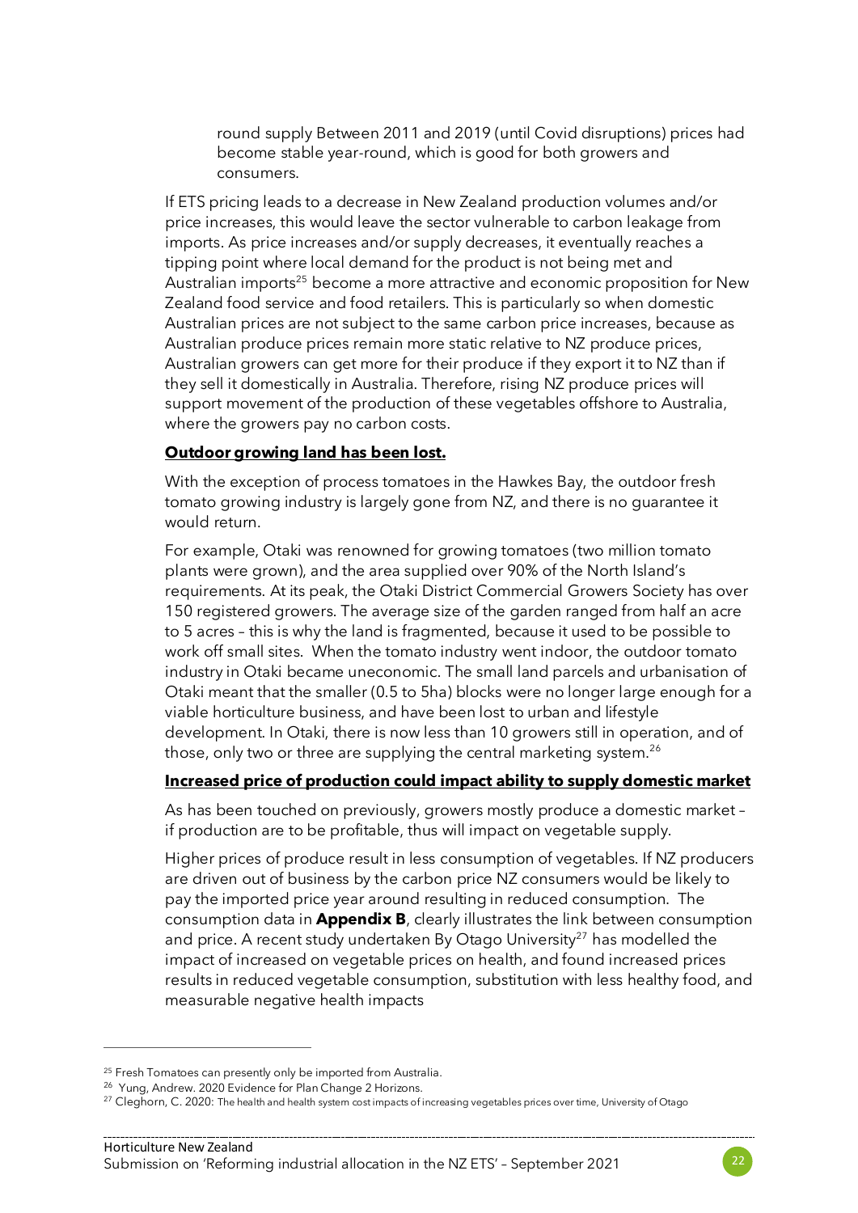round supply Between 2011 and 2019 (until Covid disruptions) prices had become stable year-round, which is good for both growers and consumers.

If ETS pricing leads to a decrease in New Zealand production volumes and/or price increases, this would leave the sector vulnerable to carbon leakage from imports. As price increases and/or supply decreases, it eventually reaches a tipping point where local demand for the product is not being met and Australian imports[25] become a more attractive and economic proposition for New Zealand food service and food retailers. This is particularly so when domestic Australian prices are not subject to the same carbon price increases, because as Australian produce prices remain more static relative to NZ produce prices, Australian growers can get more for their produce if they export it to NZ than if they sell it domestically in Australia. Therefore, rising NZ produce prices will support movement of the production of these vegetables offshore to Australia, where the growers pay no carbon costs.

**Outdoor growing land has been lost.**

With the exception of process tomatoes in the Hawkes Bay, the outdoor fresh tomato growing industry is largely gone from NZ, and there is no guarantee it would return.

For example, Otaki was renowned for growing tomatoes (two million tomato plants were grown), and the area supplied over 90% of the North Island's requirements. At its peak, the Otaki District Commercial Growers Society has over 150 registered growers. The average size of the garden ranged from half an acre to 5 acres – this is why the land is fragmented, because it used to be possible to work off small sites. When the tomato industry went indoor, the outdoor tomato industry in Otaki became uneconomic. The small land parcels and urbanisation of Otaki meant that the smaller (0.5 to 5ha) blocks were no longer large enough for a viable horticulture business, and have been lost to urban and lifestyle development. In Otaki, there is now less than 10 growers still in operation, and of those, only two or three are supplying the central marketing system.[26]

**Increased price of production could impact ability to supply domestic market**

As has been touched on previously, growers mostly produce a domestic market – if production are to be profitable, thus will impact on vegetable supply.

Higher prices of produce result in less consumption of vegetables. If NZ producers are driven out of business by the carbon price NZ consumers would be likely to pay the imported price year around resulting in reduced consumption. The consumption data in **Appendix B**, clearly illustrates the link between consumption and price. A recent study undertaken By Otago University[27] has modelled the impact of increased on vegetable prices on health, and found increased prices results in reduced vegetable consumption, substitution with less healthy food, and measurable negative health impacts

---

[25] Fresh Tomatoes can presently only be imported from Australia.

[26] Yung, Andrew. 2020 Evidence for Plan Change 2 Horizons.

[27] Cleghorn, C. 2020: The health and health system cost impacts of increasing vegetables prices over time, University of Otago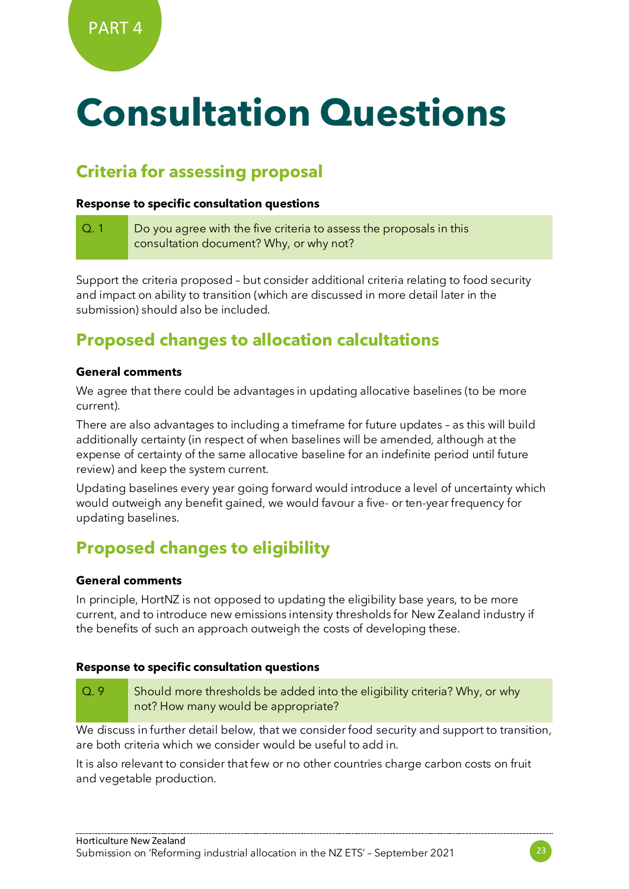PART 4

# Consultation Questions

## Criteria for assessing proposal

**Response to specific consultation questions**

| Q. 1 | Do you agree with the five criteria to assess the proposals in this consultation document? Why, or why not? |
|---|---|

Support the criteria proposed – but consider additional criteria relating to food security and impact on ability to transition (which are discussed in more detail later in the submission) should also be included.

## Proposed changes to allocation calcultations

**General comments**

We agree that there could be advantages in updating allocative baselines (to be more current).

There are also advantages to including a timeframe for future updates – as this will build additionally certainty (in respect of when baselines will be amended, although at the expense of certainty of the same allocative baseline for an indefinite period until future review) and keep the system current.

Updating baselines every year going forward would introduce a level of uncertainty which would outweigh any benefit gained, we would favour a five- or ten-year frequency for updating baselines.

## Proposed changes to eligibility

**General comments**

In principle, HortNZ is not opposed to updating the eligibility base years, to be more current, and to introduce new emissions intensity thresholds for New Zealand industry if the benefits of such an approach outweigh the costs of developing these.

**Response to specific consultation questions**

| Q. 9 | Should more thresholds be added into the eligibility criteria? Why, or why not? How many would be appropriate? |
|---|---|

We discuss in further detail below, that we consider food security and support to transition, are both criteria which we consider would be useful to add in.

It is also relevant to consider that few or no other countries charge carbon costs on fruit and vegetable production.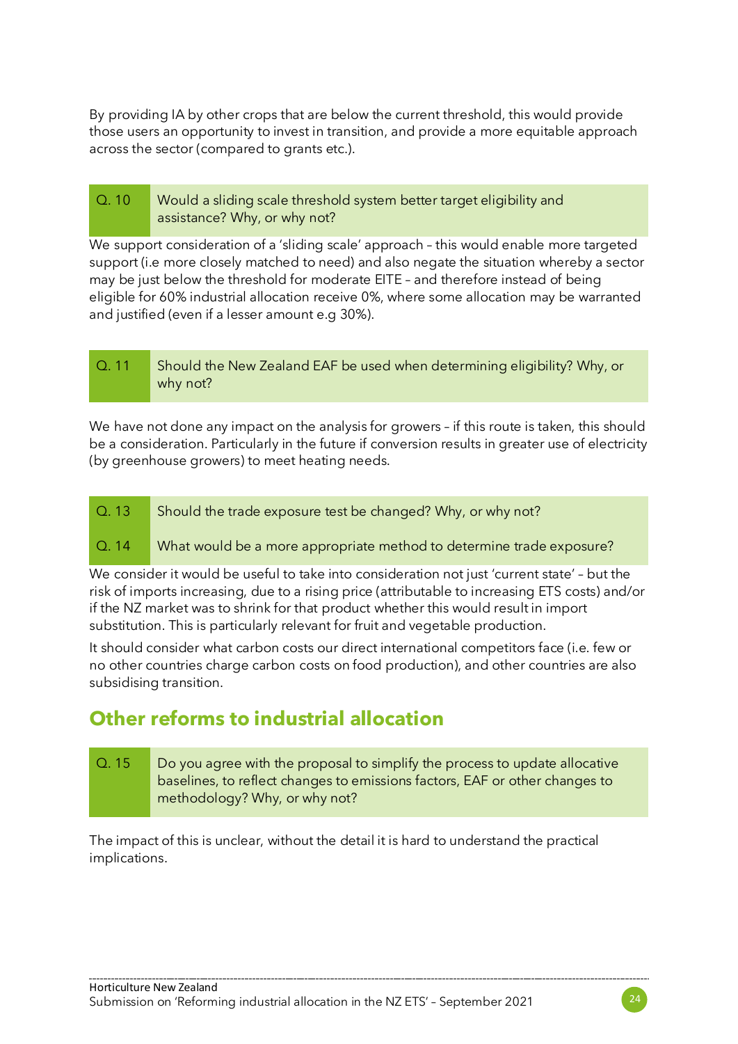By providing IA by other crops that are below the current threshold, this would provide those users an opportunity to invest in transition, and provide a more equitable approach across the sector (compared to grants etc.).

| Q. 10 | Would a sliding scale threshold system better target eligibility and assistance? Why, or why not? |
|---|---|

We support consideration of a 'sliding scale' approach – this would enable more targeted support (i.e more closely matched to need) and also negate the situation whereby a sector may be just below the threshold for moderate EITE – and therefore instead of being eligible for 60% industrial allocation receive 0%, where some allocation may be warranted and justified (even if a lesser amount e.g 30%).

| Q. 11 | Should the New Zealand EAF be used when determining eligibility? Why, or why not? |
|---|---|

We have not done any impact on the analysis for growers – if this route is taken, this should be a consideration. Particularly in the future if conversion results in greater use of electricity (by greenhouse growers) to meet heating needs.

| Q. 13 | Should the trade exposure test be changed? Why, or why not? |
|---|---|
| Q. 14 | What would be a more appropriate method to determine trade exposure? |

We consider it would be useful to take into consideration not just 'current state' – but the risk of imports increasing, due to a rising price (attributable to increasing ETS costs) and/or if the NZ market was to shrink for that product whether this would result in import substitution. This is particularly relevant for fruit and vegetable production.

It should consider what carbon costs our direct international competitors face (i.e. few or no other countries charge carbon costs on food production), and other countries are also subsidising transition.

## Other reforms to industrial allocation

| Q. 15 | Do you agree with the proposal to simplify the process to update allocative baselines, to reflect changes to emissions factors, EAF or other changes to methodology? Why, or why not? |
|---|---|

The impact of this is unclear, without the detail it is hard to understand the practical implications.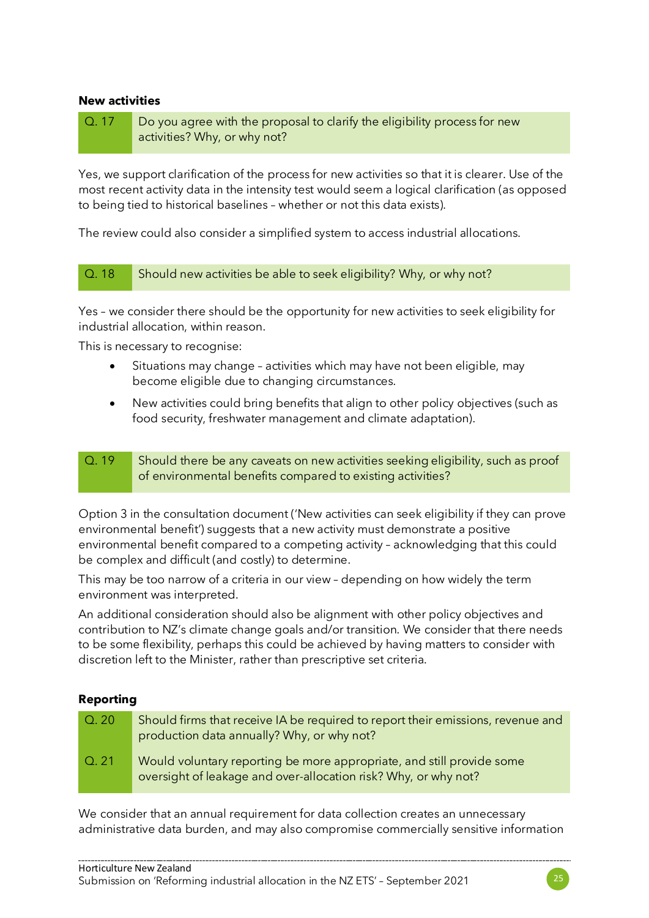**New activities**

| Q. 17 | Do you agree with the proposal to clarify the eligibility process for new activities? Why, or why not? |
|---|---|

Yes, we support clarification of the process for new activities so that it is clearer. Use of the most recent activity data in the intensity test would seem a logical clarification (as opposed to being tied to historical baselines – whether or not this data exists).

The review could also consider a simplified system to access industrial allocations.

| Q. 18 | Should new activities be able to seek eligibility? Why, or why not? |
|---|---|

Yes – we consider there should be the opportunity for new activities to seek eligibility for industrial allocation, within reason.

This is necessary to recognise:

- Situations may change – activities which may have not been eligible, may become eligible due to changing circumstances.
- New activities could bring benefits that align to other policy objectives (such as food security, freshwater management and climate adaptation).

| Q. 19 | Should there be any caveats on new activities seeking eligibility, such as proof of environmental benefits compared to existing activities? |
|---|---|

Option 3 in the consultation document ('New activities can seek eligibility if they can prove environmental benefit') suggests that a new activity must demonstrate a positive environmental benefit compared to a competing activity – acknowledging that this could be complex and difficult (and costly) to determine.

This may be too narrow of a criteria in our view – depending on how widely the term environment was interpreted.

An additional consideration should also be alignment with other policy objectives and contribution to NZ's climate change goals and/or transition. We consider that there needs to be some flexibility, perhaps this could be achieved by having matters to consider with discretion left to the Minister, rather than prescriptive set criteria.

**Reporting**

| Q. 20 | Should firms that receive IA be required to report their emissions, revenue and production data annually? Why, or why not? |
|---|---|
| Q. 21 | Would voluntary reporting be more appropriate, and still provide some oversight of leakage and over-allocation risk? Why, or why not? |

We consider that an annual requirement for data collection creates an unnecessary administrative data burden, and may also compromise commercially sensitive information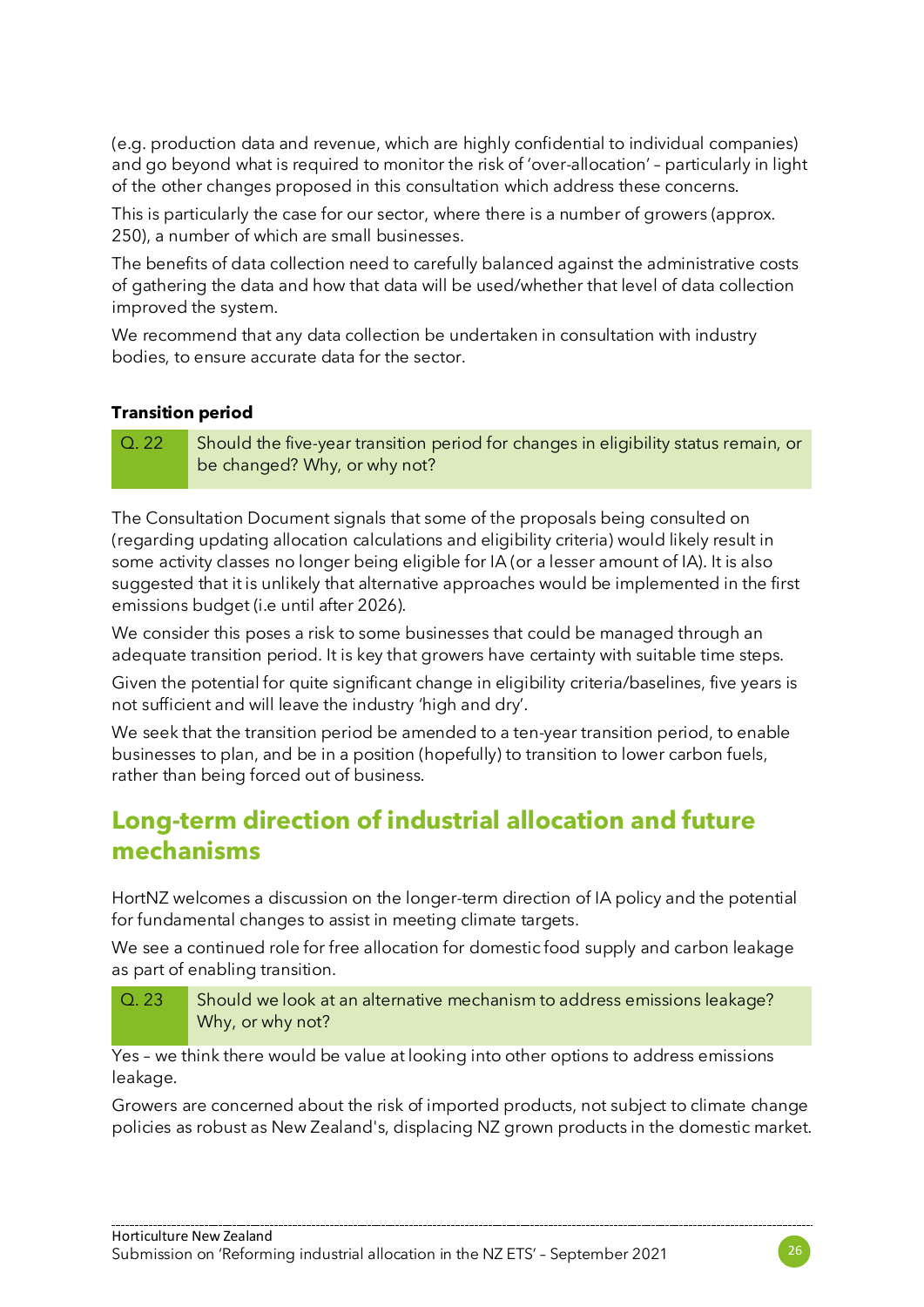(e.g. production data and revenue, which are highly confidential to individual companies) and go beyond what is required to monitor the risk of 'over-allocation' – particularly in light of the other changes proposed in this consultation which address these concerns.

This is particularly the case for our sector, where there is a number of growers (approx. 250), a number of which are small businesses.

The benefits of data collection need to carefully balanced against the administrative costs of gathering the data and how that data will be used/whether that level of data collection improved the system.

We recommend that any data collection be undertaken in consultation with industry bodies, to ensure accurate data for the sector.

### Transition period

| Q. 22 | Should the five-year transition period for changes in eligibility status remain, or be changed? Why, or why not? |
|---|---|

The Consultation Document signals that some of the proposals being consulted on (regarding updating allocation calculations and eligibility criteria) would likely result in some activity classes no longer being eligible for IA (or a lesser amount of IA). It is also suggested that it is unlikely that alternative approaches would be implemented in the first emissions budget (i.e until after 2026).

We consider this poses a risk to some businesses that could be managed through an adequate transition period. It is key that growers have certainty with suitable time steps.

Given the potential for quite significant change in eligibility criteria/baselines, five years is not sufficient and will leave the industry 'high and dry'.

We seek that the transition period be amended to a ten-year transition period, to enable businesses to plan, and be in a position (hopefully) to transition to lower carbon fuels, rather than being forced out of business.

## Long-term direction of industrial allocation and future mechanisms

HortNZ welcomes a discussion on the longer-term direction of IA policy and the potential for fundamental changes to assist in meeting climate targets.

We see a continued role for free allocation for domestic food supply and carbon leakage as part of enabling transition.

| Q. 23 | Should we look at an alternative mechanism to address emissions leakage? Why, or why not? |
|---|---|

Yes – we think there would be value at looking into other options to address emissions leakage.

Growers are concerned about the risk of imported products, not subject to climate change policies as robust as New Zealand's, displacing NZ grown products in the domestic market.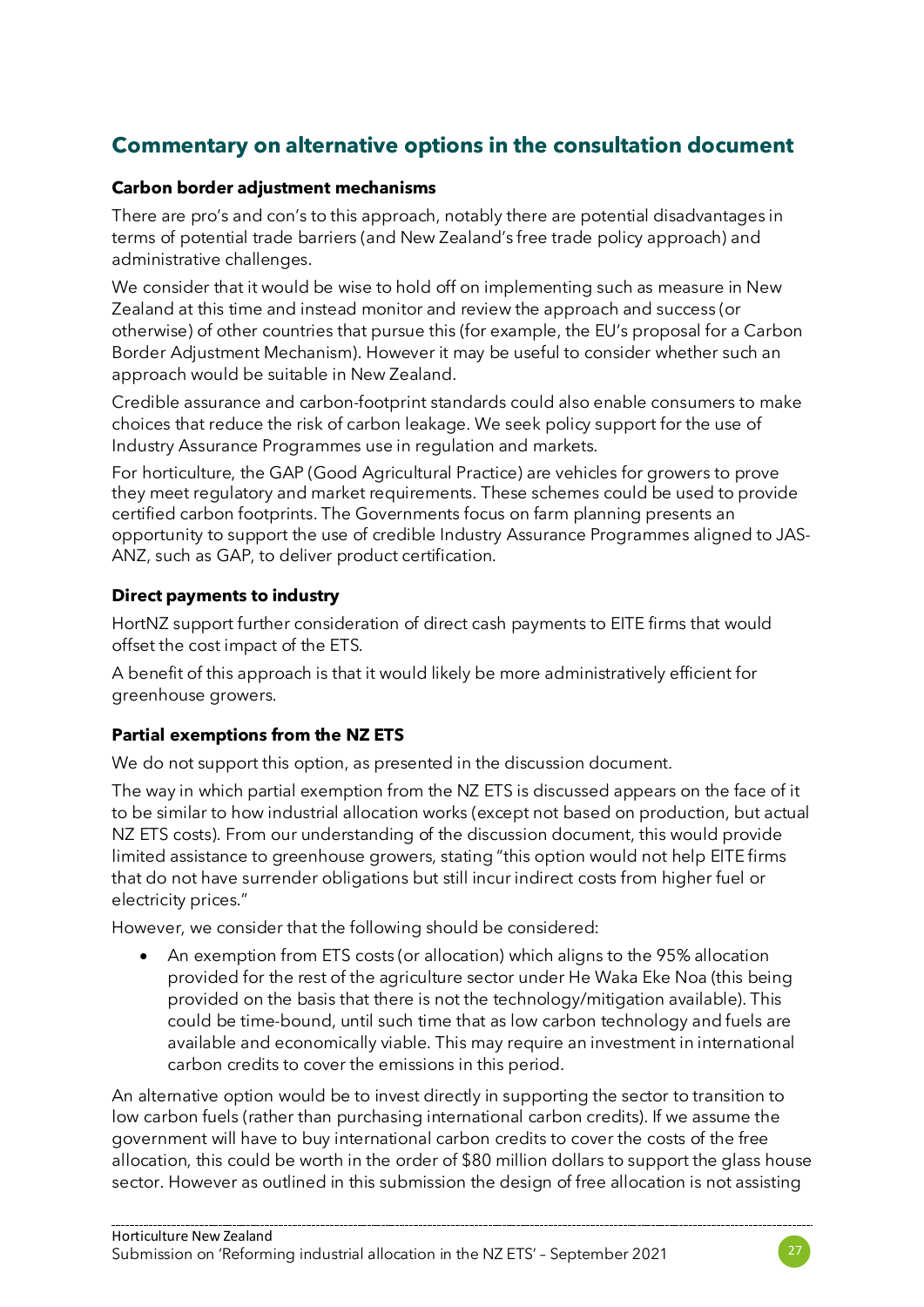## Commentary on alternative options in the consultation document

### Carbon border adjustment mechanisms

There are pro's and con's to this approach, notably there are potential disadvantages in terms of potential trade barriers (and New Zealand's free trade policy approach) and administrative challenges.

We consider that it would be wise to hold off on implementing such as measure in New Zealand at this time and instead monitor and review the approach and success (or otherwise) of other countries that pursue this (for example, the EU's proposal for a Carbon Border Adjustment Mechanism). However it may be useful to consider whether such an approach would be suitable in New Zealand.

Credible assurance and carbon-footprint standards could also enable consumers to make choices that reduce the risk of carbon leakage. We seek policy support for the use of Industry Assurance Programmes use in regulation and markets.

For horticulture, the GAP (Good Agricultural Practice) are vehicles for growers to prove they meet regulatory and market requirements. These schemes could be used to provide certified carbon footprints. The Governments focus on farm planning presents an opportunity to support the use of credible Industry Assurance Programmes aligned to JAS-ANZ, such as GAP, to deliver product certification.

### Direct payments to industry

HortNZ support further consideration of direct cash payments to EITE firms that would offset the cost impact of the ETS.

A benefit of this approach is that it would likely be more administratively efficient for greenhouse growers.

### Partial exemptions from the NZ ETS

We do not support this option, as presented in the discussion document.

The way in which partial exemption from the NZ ETS is discussed appears on the face of it to be similar to how industrial allocation works (except not based on production, but actual NZ ETS costs). From our understanding of the discussion document, this would provide limited assistance to greenhouse growers, stating "this option would not help EITE firms that do not have surrender obligations but still incur indirect costs from higher fuel or electricity prices."

However, we consider that the following should be considered:

- An exemption from ETS costs (or allocation) which aligns to the 95% allocation provided for the rest of the agriculture sector under He Waka Eke Noa (this being provided on the basis that there is not the technology/mitigation available). This could be time-bound, until such time that as low carbon technology and fuels are available and economically viable. This may require an investment in international carbon credits to cover the emissions in this period.

An alternative option would be to invest directly in supporting the sector to transition to low carbon fuels (rather than purchasing international carbon credits). If we assume the government will have to buy international carbon credits to cover the costs of the free allocation, this could be worth in the order of $80 million dollars to support the glass house sector. However as outlined in this submission the design of free allocation is not assisting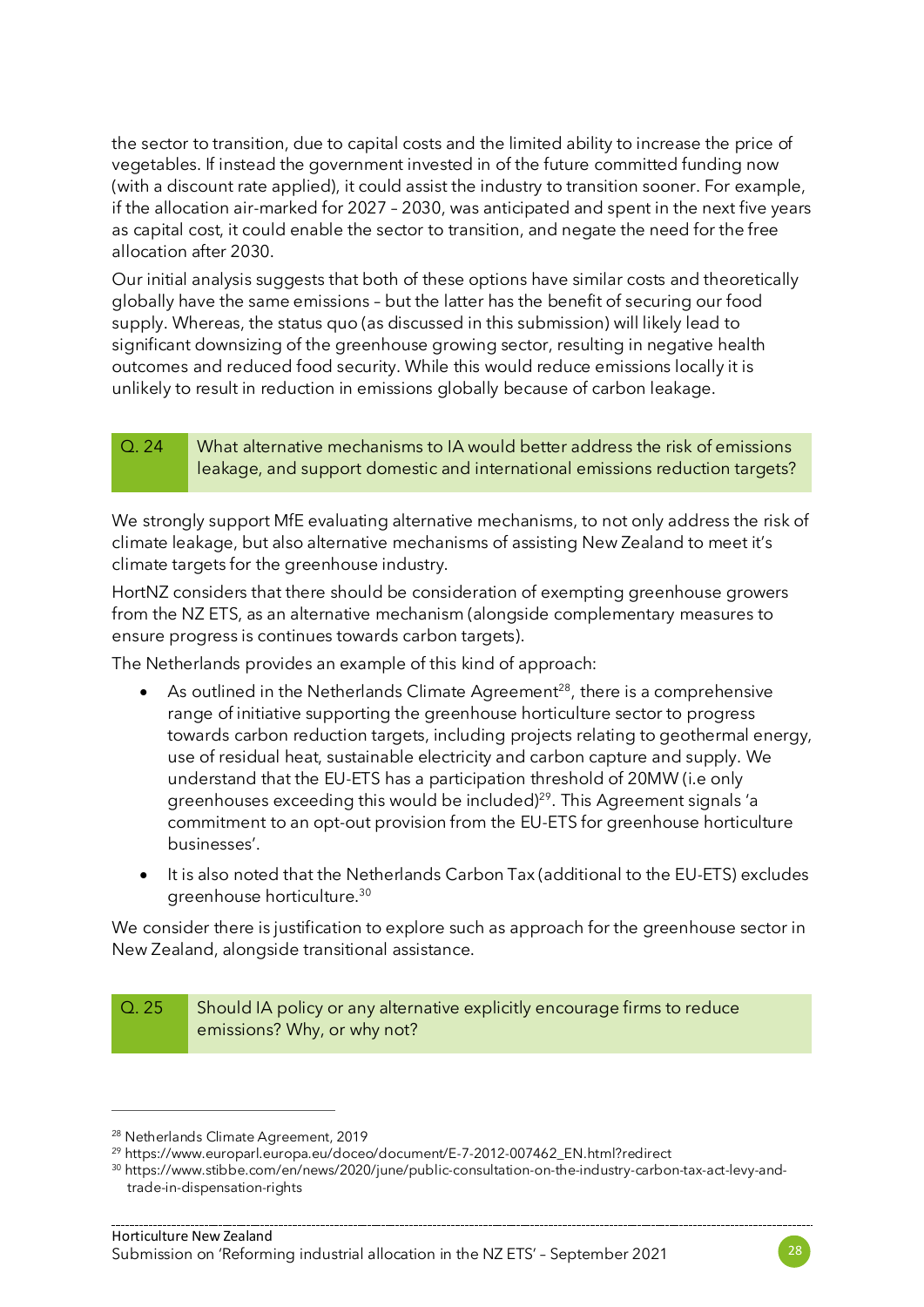the sector to transition, due to capital costs and the limited ability to increase the price of vegetables. If instead the government invested in of the future committed funding now (with a discount rate applied), it could assist the industry to transition sooner. For example, if the allocation air-marked for 2027 – 2030, was anticipated and spent in the next five years as capital cost, it could enable the sector to transition, and negate the need for the free allocation after 2030.

Our initial analysis suggests that both of these options have similar costs and theoretically globally have the same emissions – but the latter has the benefit of securing our food supply. Whereas, the status quo (as discussed in this submission) will likely lead to significant downsizing of the greenhouse growing sector, resulting in negative health outcomes and reduced food security. While this would reduce emissions locally it is unlikely to result in reduction in emissions globally because of carbon leakage.

| Q. 24 | What alternative mechanisms to IA would better address the risk of emissions leakage, and support domestic and international emissions reduction targets? |
|---|---|

We strongly support MfE evaluating alternative mechanisms, to not only address the risk of climate leakage, but also alternative mechanisms of assisting New Zealand to meet it's climate targets for the greenhouse industry.

HortNZ considers that there should be consideration of exempting greenhouse growers from the NZ ETS, as an alternative mechanism (alongside complementary measures to ensure progress is continues towards carbon targets).

The Netherlands provides an example of this kind of approach:

- As outlined in the Netherlands Climate Agreement[28], there is a comprehensive range of initiative supporting the greenhouse horticulture sector to progress towards carbon reduction targets, including projects relating to geothermal energy, use of residual heat, sustainable electricity and carbon capture and supply. We understand that the EU-ETS has a participation threshold of 20MW (i.e only greenhouses exceeding this would be included)[29]. This Agreement signals 'a commitment to an opt-out provision from the EU-ETS for greenhouse horticulture businesses'.
- It is also noted that the Netherlands Carbon Tax (additional to the EU-ETS) excludes greenhouse horticulture.[30]

We consider there is justification to explore such as approach for the greenhouse sector in New Zealand, alongside transitional assistance.

| Q. 25 | Should IA policy or any alternative explicitly encourage firms to reduce emissions? Why, or why not? |
|---|---|

[28] Netherlands Climate Agreement, 2019

[29] https://www.europarl.europa.eu/doceo/document/E-7-2012-007462_EN.html?redirect

[30] https://www.stibbe.com/en/news/2020/june/public-consultation-on-the-industry-carbon-tax-act-levy-and-trade-in-dispensation-rights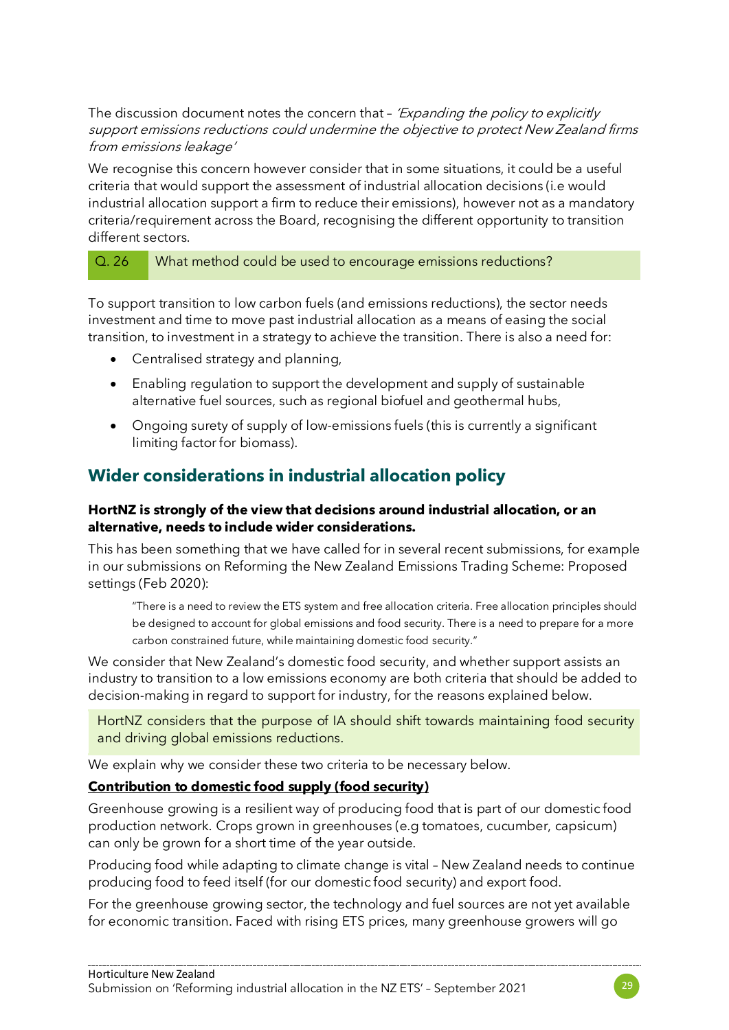The discussion document notes the concern that – *'Expanding the policy to explicitly support emissions reductions could undermine the objective to protect New Zealand firms from emissions leakage'*

We recognise this concern however consider that in some situations, it could be a useful criteria that would support the assessment of industrial allocation decisions (i.e would industrial allocation support a firm to reduce their emissions), however not as a mandatory criteria/requirement across the Board, recognising the different opportunity to transition different sectors.

| Q. 26 | What method could be used to encourage emissions reductions? |
|---|---|

To support transition to low carbon fuels (and emissions reductions), the sector needs investment and time to move past industrial allocation as a means of easing the social transition, to investment in a strategy to achieve the transition. There is also a need for:

- Centralised strategy and planning,
- Enabling regulation to support the development and supply of sustainable alternative fuel sources, such as regional biofuel and geothermal hubs,
- Ongoing surety of supply of low-emissions fuels (this is currently a significant limiting factor for biomass).

## Wider considerations in industrial allocation policy

**HortNZ is strongly of the view that decisions around industrial allocation, or an alternative, needs to include wider considerations.**

This has been something that we have called for in several recent submissions, for example in our submissions on Reforming the New Zealand Emissions Trading Scheme: Proposed settings (Feb 2020):

> "There is a need to review the ETS system and free allocation criteria. Free allocation principles should be designed to account for global emissions and food security. There is a need to prepare for a more carbon constrained future, while maintaining domestic food security."

We consider that New Zealand's domestic food security, and whether support assists an industry to transition to a low emissions economy are both criteria that should be added to decision-making in regard to support for industry, for the reasons explained below.

> HortNZ considers that the purpose of IA should shift towards maintaining food security and driving global emissions reductions.

We explain why we consider these two criteria to be necessary below.

**Contribution to domestic food supply (food security)**

Greenhouse growing is a resilient way of producing food that is part of our domestic food production network. Crops grown in greenhouses (e.g tomatoes, cucumber, capsicum) can only be grown for a short time of the year outside.

Producing food while adapting to climate change is vital – New Zealand needs to continue producing food to feed itself (for our domestic food security) and export food.

For the greenhouse growing sector, the technology and fuel sources are not yet available for economic transition. Faced with rising ETS prices, many greenhouse growers will go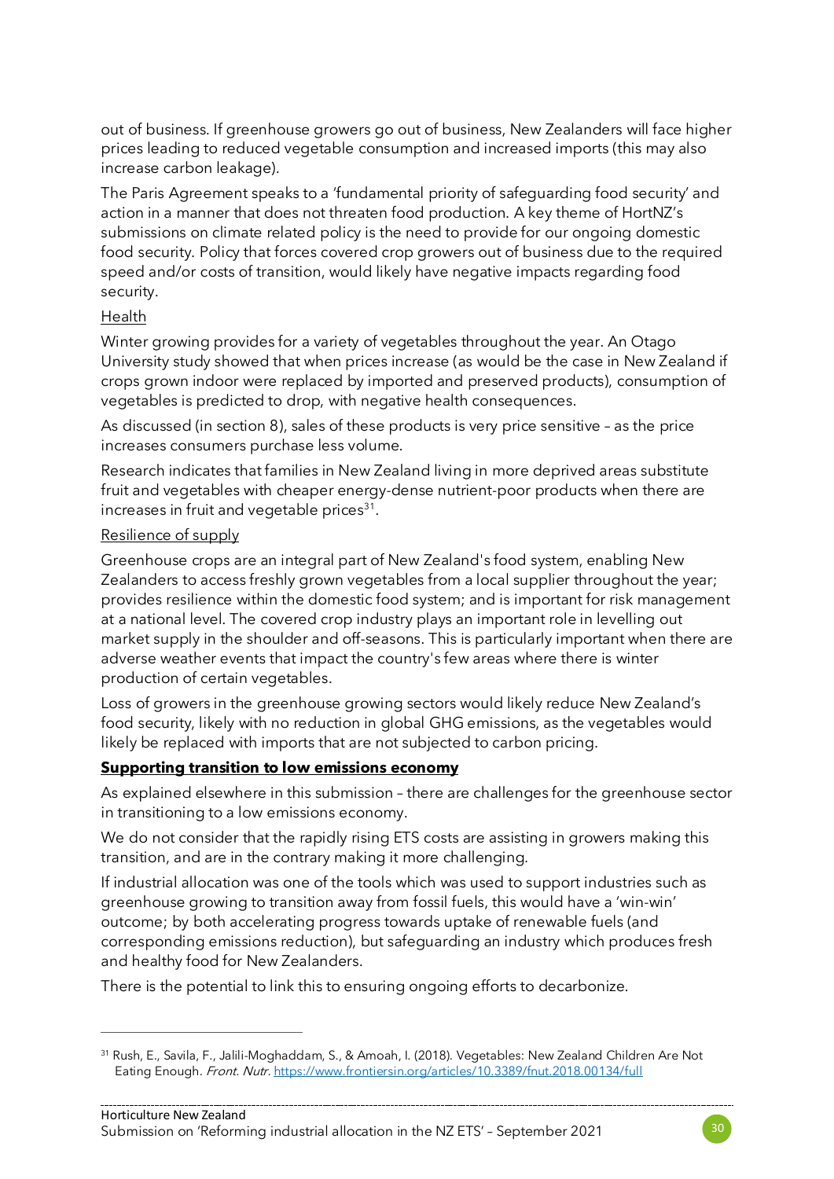out of business. If greenhouse growers go out of business, New Zealanders will face higher prices leading to reduced vegetable consumption and increased imports (this may also increase carbon leakage).

The Paris Agreement speaks to a 'fundamental priority of safeguarding food security' and action in a manner that does not threaten food production. A key theme of HortNZ's submissions on climate related policy is the need to provide for our ongoing domestic food security. Policy that forces covered crop growers out of business due to the required speed and/or costs of transition, would likely have negative impacts regarding food security.

<u>Health</u>

Winter growing provides for a variety of vegetables throughout the year. An Otago University study showed that when prices increase (as would be the case in New Zealand if crops grown indoor were replaced by imported and preserved products), consumption of vegetables is predicted to drop, with negative health consequences.

As discussed (in section 8), sales of these products is very price sensitive – as the price increases consumers purchase less volume.

Research indicates that families in New Zealand living in more deprived areas substitute fruit and vegetables with cheaper energy-dense nutrient-poor products when there are increases in fruit and vegetable prices[31].

<u>Resilience of supply</u>

Greenhouse crops are an integral part of New Zealand's food system, enabling New Zealanders to access freshly grown vegetables from a local supplier throughout the year; provides resilience within the domestic food system; and is important for risk management at a national level. The covered crop industry plays an important role in levelling out market supply in the shoulder and off-seasons. This is particularly important when there are adverse weather events that impact the country's few areas where there is winter production of certain vegetables.

Loss of growers in the greenhouse growing sectors would likely reduce New Zealand's food security, likely with no reduction in global GHG emissions, as the vegetables would likely be replaced with imports that are not subjected to carbon pricing.

**<u>Supporting transition to low emissions economy</u>**

As explained elsewhere in this submission – there are challenges for the greenhouse sector in transitioning to a low emissions economy.

We do not consider that the rapidly rising ETS costs are assisting in growers making this transition, and are in the contrary making it more challenging.

If industrial allocation was one of the tools which was used to support industries such as greenhouse growing to transition away from fossil fuels, this would have a 'win-win' outcome; by both accelerating progress towards uptake of renewable fuels (and corresponding emissions reduction), but safeguarding an industry which produces fresh and healthy food for New Zealanders.

There is the potential to link this to ensuring ongoing efforts to decarbonize.

---

[31] Rush, E., Savila, F., Jalili-Moghaddam, S., & Amoah, I. (2018). Vegetables: New Zealand Children Are Not Eating Enough. *Front. Nutr.* https://www.frontiersin.org/articles/10.3389/fnut.2018.00134/full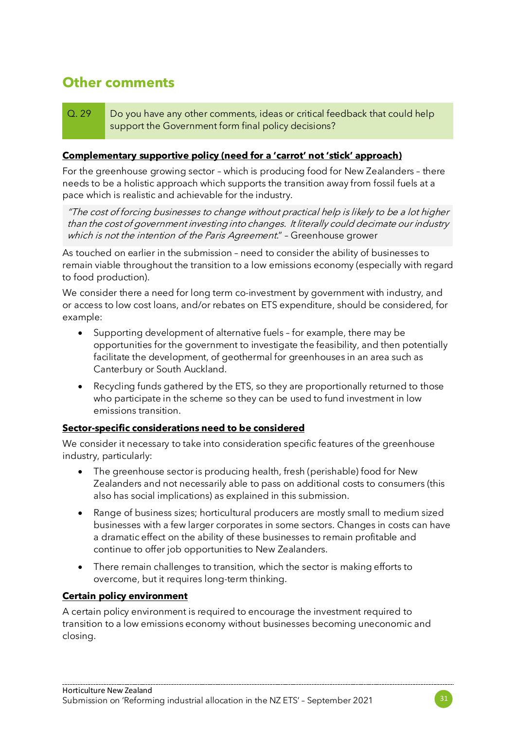## Other comments

| Q. 29 | Do you have any other comments, ideas or critical feedback that could help support the Government form final policy decisions? |
|---|---|

**Complementary supportive policy (need for a 'carrot' not 'stick' approach)**

For the greenhouse growing sector – which is producing food for New Zealanders – there needs to be a holistic approach which supports the transition away from fossil fuels at a pace which is realistic and achievable for the industry.

> *"The cost of forcing businesses to change without practical help is likely to be a lot higher than the cost of government investing into changes. It literally could decimate our industry which is not the intention of the Paris Agreement."* – Greenhouse grower

As touched on earlier in the submission – need to consider the ability of businesses to remain viable throughout the transition to a low emissions economy (especially with regard to food production).

We consider there a need for long term co-investment by government with industry, and or access to low cost loans, and/or rebates on ETS expenditure, should be considered, for example:

- Supporting development of alternative fuels – for example, there may be opportunities for the government to investigate the feasibility, and then potentially facilitate the development, of geothermal for greenhouses in an area such as Canterbury or South Auckland.
- Recycling funds gathered by the ETS, so they are proportionally returned to those who participate in the scheme so they can be used to fund investment in low emissions transition.

**Sector-specific considerations need to be considered**

We consider it necessary to take into consideration specific features of the greenhouse industry, particularly:

- The greenhouse sector is producing health, fresh (perishable) food for New Zealanders and not necessarily able to pass on additional costs to consumers (this also has social implications) as explained in this submission.
- Range of business sizes; horticultural producers are mostly small to medium sized businesses with a few larger corporates in some sectors. Changes in costs can have a dramatic effect on the ability of these businesses to remain profitable and continue to offer job opportunities to New Zealanders.
- There remain challenges to transition, which the sector is making efforts to overcome, but it requires long-term thinking.

**Certain policy environment**

A certain policy environment is required to encourage the investment required to transition to a low emissions economy without businesses becoming uneconomic and closing.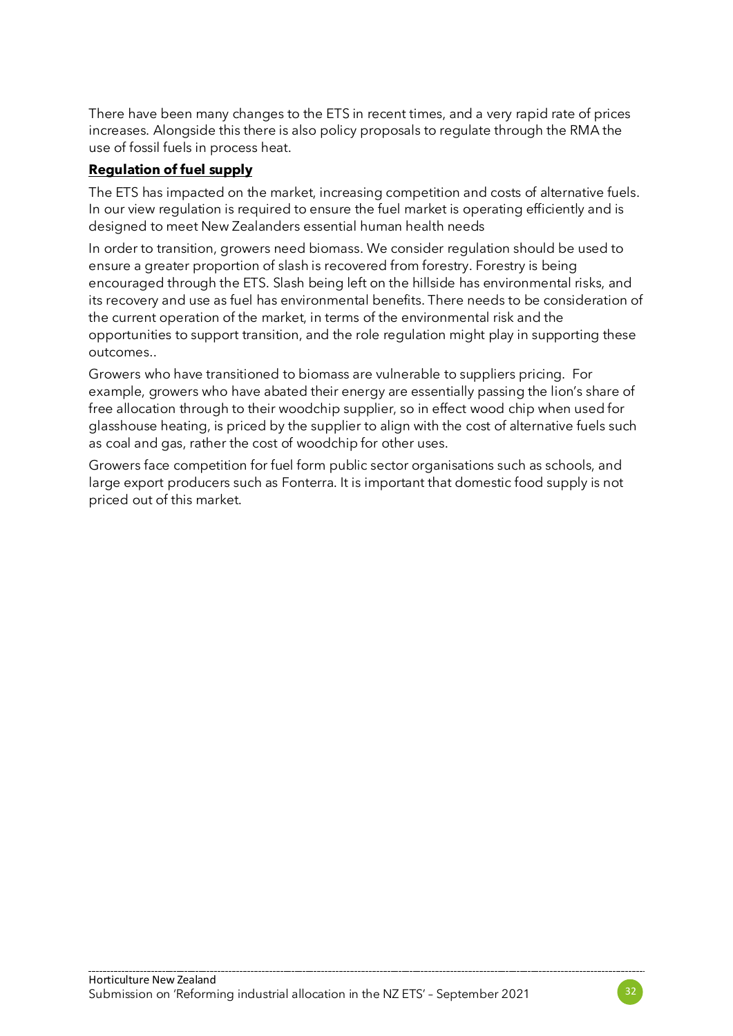There have been many changes to the ETS in recent times, and a very rapid rate of prices increases. Alongside this there is also policy proposals to regulate through the RMA the use of fossil fuels in process heat.

**Regulation of fuel supply**

The ETS has impacted on the market, increasing competition and costs of alternative fuels. In our view regulation is required to ensure the fuel market is operating efficiently and is designed to meet New Zealanders essential human health needs

In order to transition, growers need biomass. We consider regulation should be used to ensure a greater proportion of slash is recovered from forestry. Forestry is being encouraged through the ETS. Slash being left on the hillside has environmental risks, and its recovery and use as fuel has environmental benefits. There needs to be consideration of the current operation of the market, in terms of the environmental risk and the opportunities to support transition, and the role regulation might play in supporting these outcomes..

Growers who have transitioned to biomass are vulnerable to suppliers pricing. For example, growers who have abated their energy are essentially passing the lion's share of free allocation through to their woodchip supplier, so in effect wood chip when used for glasshouse heating, is priced by the supplier to align with the cost of alternative fuels such as coal and gas, rather the cost of woodchip for other uses.

Growers face competition for fuel form public sector organisations such as schools, and large export producers such as Fonterra. It is important that domestic food supply is not priced out of this market.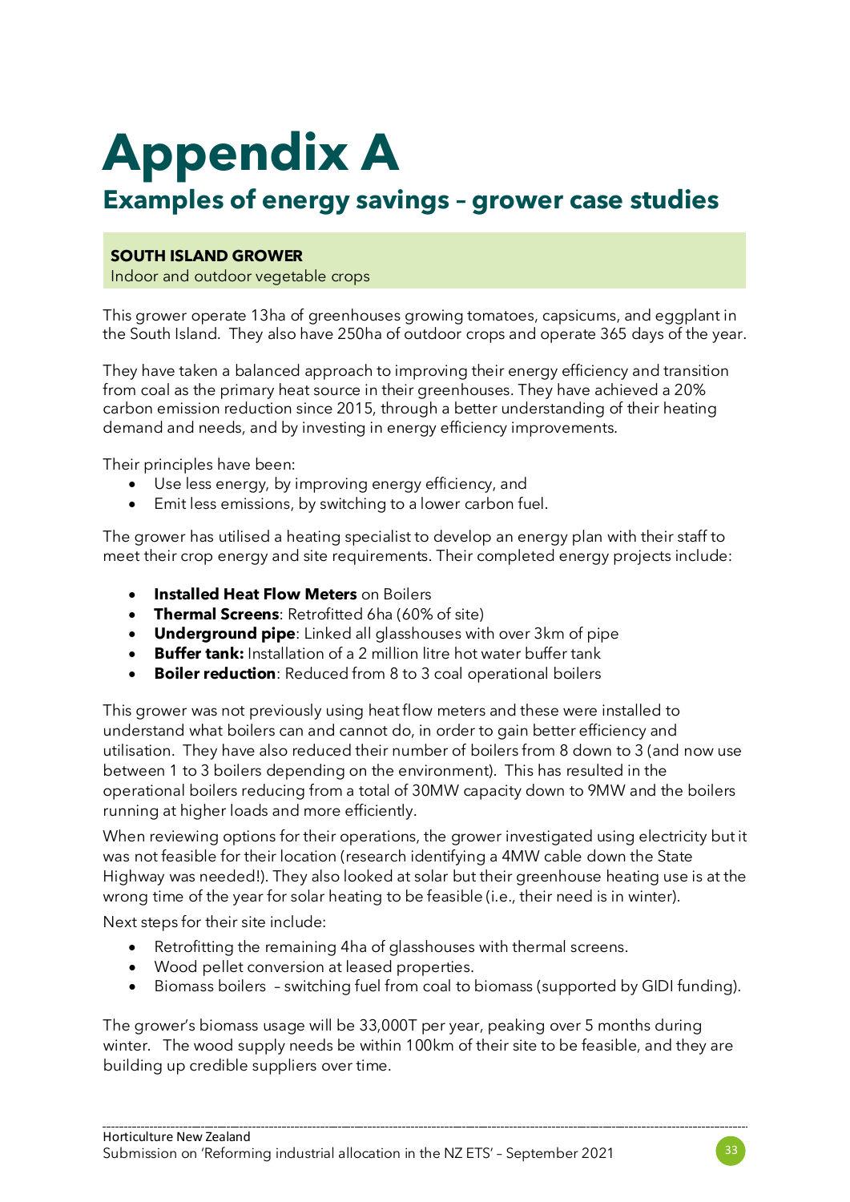# Appendix A

## Examples of energy savings – grower case studies

**SOUTH ISLAND GROWER**
Indoor and outdoor vegetable crops

This grower operate 13ha of greenhouses growing tomatoes, capsicums, and eggplant in the South Island. They also have 250ha of outdoor crops and operate 365 days of the year.

They have taken a balanced approach to improving their energy efficiency and transition from coal as the primary heat source in their greenhouses. They have achieved a 20% carbon emission reduction since 2015, through a better understanding of their heating demand and needs, and by investing in energy efficiency improvements.

Their principles have been:

- Use less energy, by improving energy efficiency, and
- Emit less emissions, by switching to a lower carbon fuel.

The grower has utilised a heating specialist to develop an energy plan with their staff to meet their crop energy and site requirements. Their completed energy projects include:

- **Installed Heat Flow Meters** on Boilers
- **Thermal Screens**: Retrofitted 6ha (60% of site)
- **Underground pipe**: Linked all glasshouses with over 3km of pipe
- **Buffer tank:** Installation of a 2 million litre hot water buffer tank
- **Boiler reduction**: Reduced from 8 to 3 coal operational boilers

This grower was not previously using heat flow meters and these were installed to understand what boilers can and cannot do, in order to gain better efficiency and utilisation. They have also reduced their number of boilers from 8 down to 3 (and now use between 1 to 3 boilers depending on the environment). This has resulted in the operational boilers reducing from a total of 30MW capacity down to 9MW and the boilers running at higher loads and more efficiently.

When reviewing options for their operations, the grower investigated using electricity but it was not feasible for their location (research identifying a 4MW cable down the State Highway was needed!). They also looked at solar but their greenhouse heating use is at the wrong time of the year for solar heating to be feasible (i.e., their need is in winter).

Next steps for their site include:

- Retrofitting the remaining 4ha of glasshouses with thermal screens.
- Wood pellet conversion at leased properties.
- Biomass boilers – switching fuel from coal to biomass (supported by GIDI funding).

The grower's biomass usage will be 33,000T per year, peaking over 5 months during winter. The wood supply needs be within 100km of their site to be feasible, and they are building up credible suppliers over time.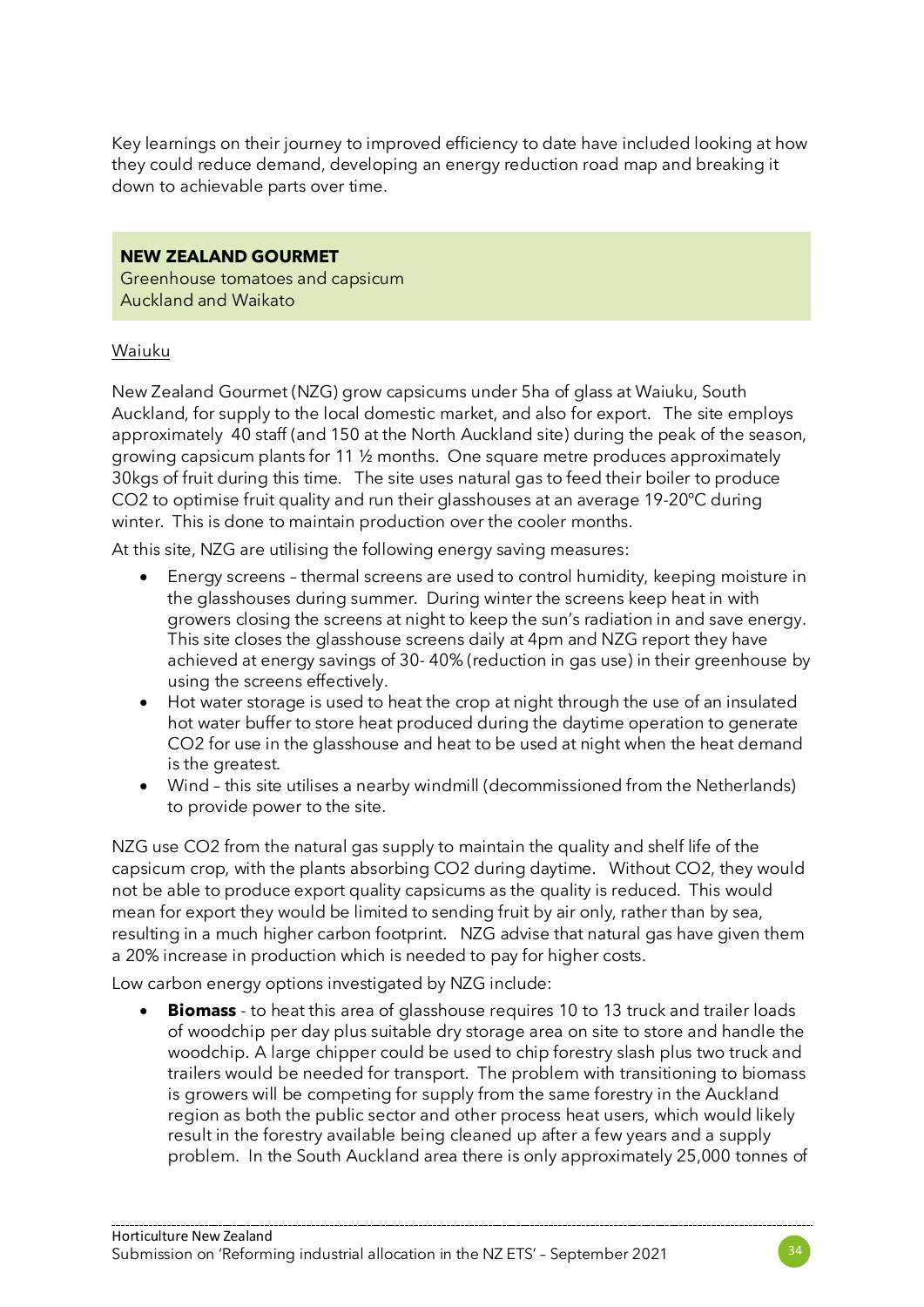Key learnings on their journey to improved efficiency to date have included looking at how they could reduce demand, developing an energy reduction road map and breaking it down to achievable parts over time.

**NEW ZEALAND GOURMET**
Greenhouse tomatoes and capsicum
Auckland and Waikato

Waiuku

New Zealand Gourmet (NZG) grow capsicums under 5ha of glass at Waiuku, South Auckland, for supply to the local domestic market, and also for export. The site employs approximately 40 staff (and 150 at the North Auckland site) during the peak of the season, growing capsicum plants for 11 ½ months. One square metre produces approximately 30kgs of fruit during this time. The site uses natural gas to feed their boiler to produce $CO_2$ to optimise fruit quality and run their glasshouses at an average 19-20°C during winter. This is done to maintain production over the cooler months.

At this site, NZG are utilising the following energy saving measures:

- Energy screens – thermal screens are used to control humidity, keeping moisture in the glasshouses during summer. During winter the screens keep heat in with growers closing the screens at night to keep the sun's radiation in and save energy. This site closes the glasshouse screens daily at 4pm and NZG report they have achieved at energy savings of 30- 40% (reduction in gas use) in their greenhouse by using the screens effectively.
- Hot water storage is used to heat the crop at night through the use of an insulated hot water buffer to store heat produced during the daytime operation to generate $CO_2$ for use in the glasshouse and heat to be used at night when the heat demand is the greatest.
- Wind – this site utilises a nearby windmill (decommissioned from the Netherlands) to provide power to the site.

NZG use $CO_2$ from the natural gas supply to maintain the quality and shelf life of the capsicum crop, with the plants absorbing $CO_2$ during daytime. Without $CO_2$, they would not be able to produce export quality capsicums as the quality is reduced. This would mean for export they would be limited to sending fruit by air only, rather than by sea, resulting in a much higher carbon footprint. NZG advise that natural gas have given them a 20% increase in production which is needed to pay for higher costs.

Low carbon energy options investigated by NZG include:

- **Biomass** - to heat this area of glasshouse requires 10 to 13 truck and trailer loads of woodchip per day plus suitable dry storage area on site to store and handle the woodchip. A large chipper could be used to chip forestry slash plus two truck and trailers would be needed for transport. The problem with transitioning to biomass is growers will be competing for supply from the same forestry in the Auckland region as both the public sector and other process heat users, which would likely result in the forestry available being cleaned up after a few years and a supply problem. In the South Auckland area there is only approximately 25,000 tonnes of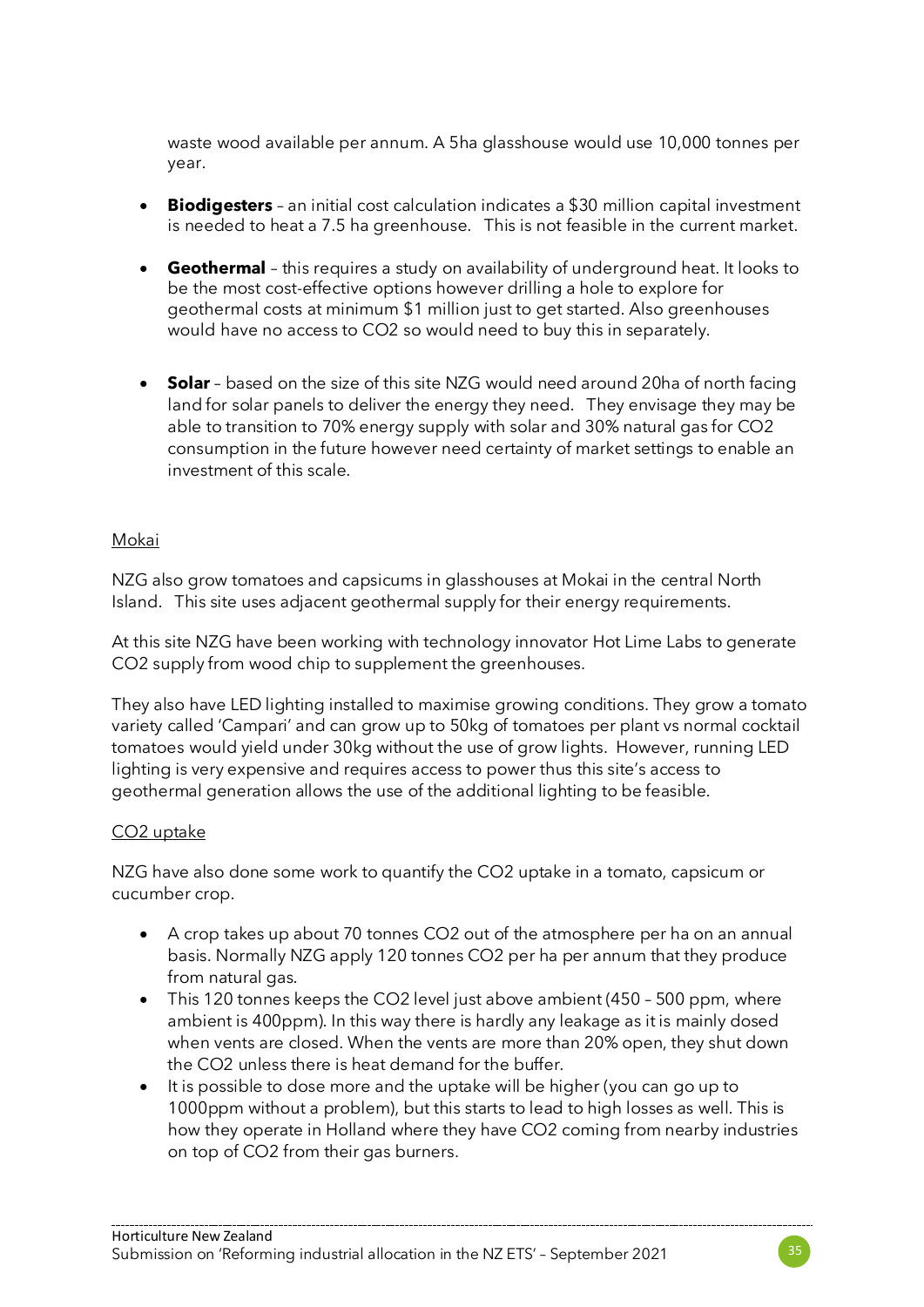waste wood available per annum. A 5ha glasshouse would use 10,000 tonnes per year.

- **Biodigesters** – an initial cost calculation indicates a $30 million capital investment is needed to heat a 7.5 ha greenhouse. This is not feasible in the current market.

- **Geothermal** – this requires a study on availability of underground heat. It looks to be the most cost-effective options however drilling a hole to explore for geothermal costs at minimum $1 million just to get started. Also greenhouses would have no access to $CO_2$ so would need to buy this in separately.

- **Solar** – based on the size of this site NZG would need around 20ha of north facing land for solar panels to deliver the energy they need. They envisage they may be able to transition to 70% energy supply with solar and 30% natural gas for $CO_2$ consumption in the future however need certainty of market settings to enable an investment of this scale.

Mokai

NZG also grow tomatoes and capsicums in glasshouses at Mokai in the central North Island. This site uses adjacent geothermal supply for their energy requirements.

At this site NZG have been working with technology innovator Hot Lime Labs to generate $CO_2$ supply from wood chip to supplement the greenhouses.

They also have LED lighting installed to maximise growing conditions. They grow a tomato variety called 'Campari' and can grow up to 50kg of tomatoes per plant vs normal cocktail tomatoes would yield under 30kg without the use of grow lights. However, running LED lighting is very expensive and requires access to power thus this site's access to geothermal generation allows the use of the additional lighting to be feasible.

$CO_2$ uptake

NZG have also done some work to quantify the $CO_2$ uptake in a tomato, capsicum or cucumber crop.

- A crop takes up about 70 tonnes $CO_2$ out of the atmosphere per ha on an annual basis. Normally NZG apply 120 tonnes $CO_2$ per ha per annum that they produce from natural gas.
- This 120 tonnes keeps the $CO_2$ level just above ambient (450 – 500 ppm, where ambient is 400ppm). In this way there is hardly any leakage as it is mainly dosed when vents are closed. When the vents are more than 20% open, they shut down the $CO_2$ unless there is heat demand for the buffer.
- It is possible to dose more and the uptake will be higher (you can go up to 1000ppm without a problem), but this starts to lead to high losses as well. This is how they operate in Holland where they have $CO_2$ coming from nearby industries on top of $CO_2$ from their gas burners.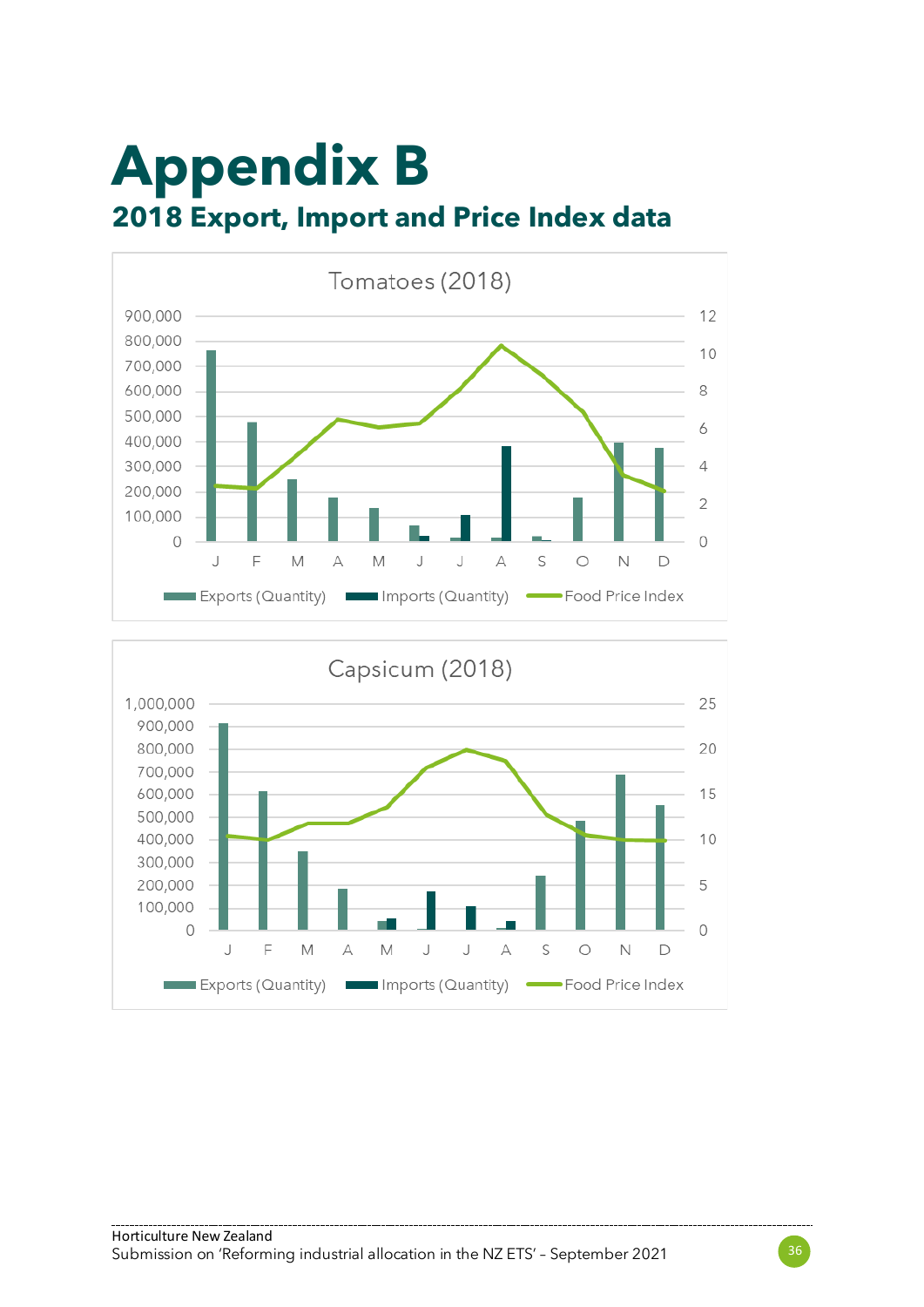# Appendix B

## 2018 Export, Import and Price Index data

Tomatoes (2018)

Capsicum (2018)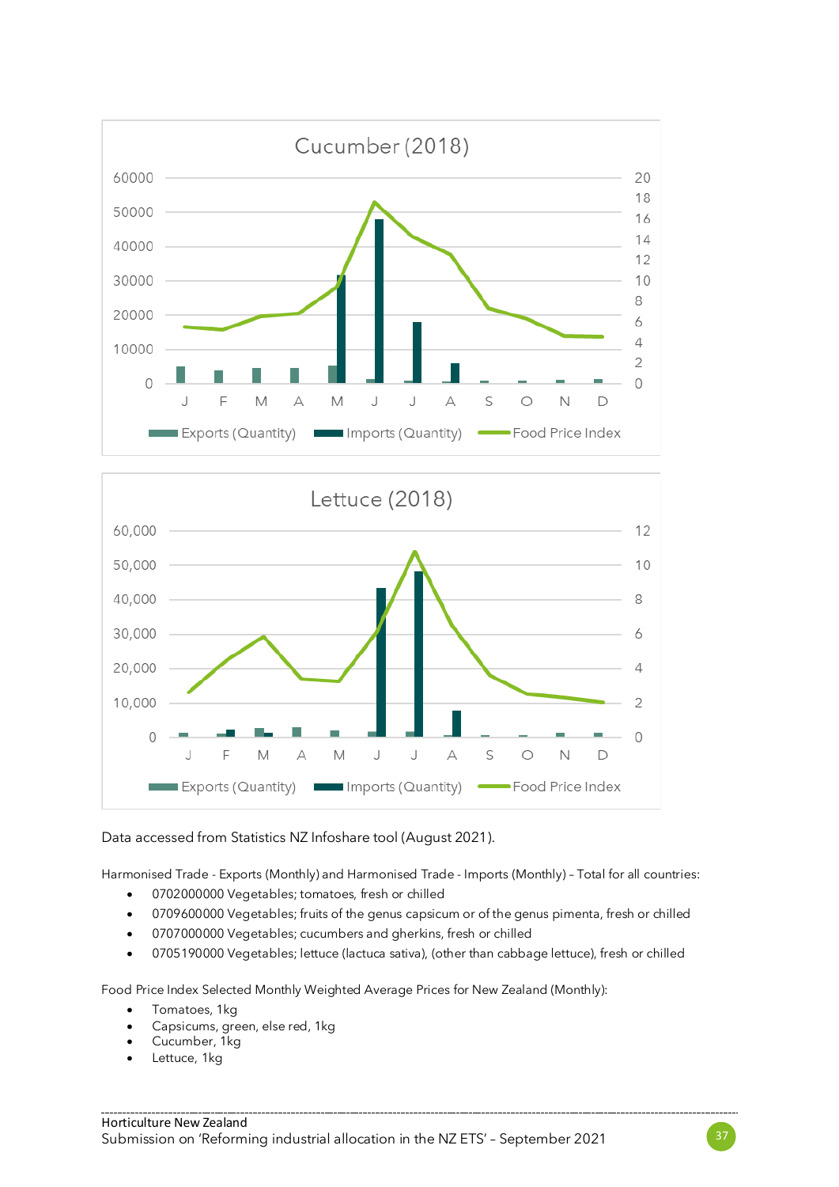Cucumber (2018)

60000
50000
40000
30000
20000
10000
0

20
18
16
14
12
10
8
6
4
2
0

J F M A M J J A S O N D

Exports (Quantity) Imports (Quantity) Food Price Index

Lettuce (2018)

60,000
50,000
40,000
30,000
20,000
10,000
0

12
10
8
6
4
2
0

J F M A M J J A S O N D

Exports (Quantity) Imports (Quantity) Food Price Index

Data accessed from Statistics NZ Infoshare tool (August 2021).

Harmonised Trade - Exports (Monthly) and Harmonised Trade - Imports (Monthly) – Total for all countries:

- 0702000000 Vegetables; tomatoes, fresh or chilled
- 0709600000 Vegetables; fruits of the genus capsicum or of the genus pimenta, fresh or chilled
- 0707000000 Vegetables; cucumbers and gherkins, fresh or chilled
- 0705190000 Vegetables; lettuce (lactuca sativa), (other than cabbage lettuce), fresh or chilled

Food Price Index Selected Monthly Weighted Average Prices for New Zealand (Monthly):

- Tomatoes, 1kg
- Capsicums, green, else red, 1kg
- Cucumber, 1kg
- Lettuce, 1kg